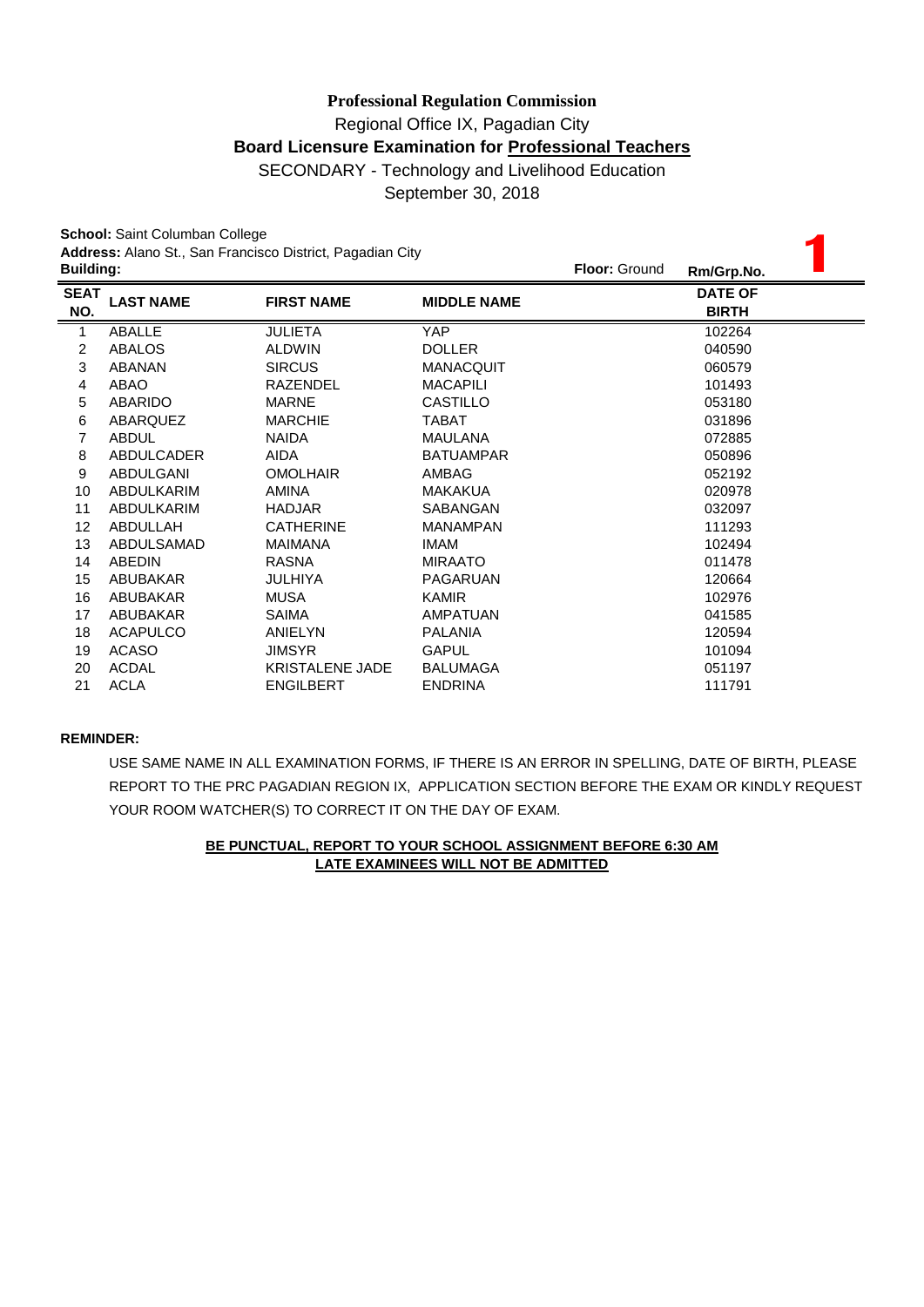# Professional Regulation Commission

Regional Office IX, Pagadian City

## Board Licensure Examination for Professional Teachers

SECONDARY - Technology and Livelihood Education

September 30, 2018

**School:** Saint Columban College
**Address:** Alano St., San Francisco District, Pagadian City
**Building:**
**Floor:** Ground
**Rm/Grp.No.** 1

| SEAT NO. | LAST NAME | FIRST NAME | MIDDLE NAME | DATE OF BIRTH |
|---|---|---|---|---|
| 1 | ABALLE | JULIETA | YAP | 102264 |
| 2 | ABALOS | ALDWIN | DOLLER | 040590 |
| 3 | ABANAN | SIRCUS | MANACQUIT | 060579 |
| 4 | ABAO | RAZENDEL | MACAPILI | 101493 |
| 5 | ABARIDO | MARNE | CASTILLO | 053180 |
| 6 | ABARQUEZ | MARCHIE | TABAT | 031896 |
| 7 | ABDUL | NAIDA | MAULANA | 072885 |
| 8 | ABDULCADER | AIDA | BATUAMPAR | 050896 |
| 9 | ABDULGANI | OMOLHAIR | AMBAG | 052192 |
| 10 | ABDULKARIM | AMINA | MAKAKUA | 020978 |
| 11 | ABDULKARIM | HADJAR | SABANGAN | 032097 |
| 12 | ABDULLAH | CATHERINE | MANAMPAN | 111293 |
| 13 | ABDULSAMAD | MAIMANA | IMAM | 102494 |
| 14 | ABEDIN | RASNA | MIRAATO | 011478 |
| 15 | ABUBAKAR | JULHIYA | PAGARUAN | 120664 |
| 16 | ABUBAKAR | MUSA | KAMIR | 102976 |
| 17 | ABUBAKAR | SAIMA | AMPATUAN | 041585 |
| 18 | ACAPULCO | ANIELYN | PALANIA | 120594 |
| 19 | ACASO | JIMSYR | GAPUL | 101094 |
| 20 | ACDAL | KRISTALENE JADE | BALUMAGA | 051197 |
| 21 | ACLA | ENGILBERT | ENDRINA | 111791 |

**REMINDER:**

USE SAME NAME IN ALL EXAMINATION FORMS, IF THERE IS AN ERROR IN SPELLING, DATE OF BIRTH, PLEASE REPORT TO THE PRC PAGADIAN REGION IX, APPLICATION SECTION BEFORE THE EXAM OR KINDLY REQUEST YOUR ROOM WATCHER(S) TO CORRECT IT ON THE DAY OF EXAM.

**BE PUNCTUAL, REPORT TO YOUR SCHOOL ASSIGNMENT BEFORE 6:30 AM**
**LATE EXAMINEES WILL NOT BE ADMITTED**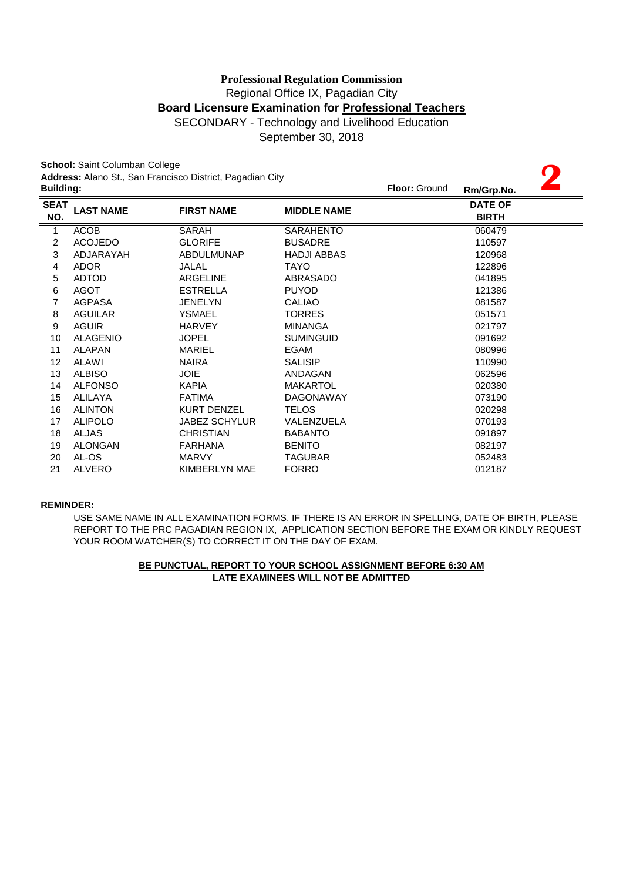**Professional Regulation Commission**

Regional Office IX, Pagadian City

**Board Licensure Examination for Professional Teachers**

SECONDARY - Technology and Livelihood Education

September 30, 2018

**School:** Saint Columban College

**Address:** Alano St., San Francisco District, Pagadian City

**Building:** **Floor:** Ground **Rm/Grp.No.** **2**

| SEAT NO. | LAST NAME | FIRST NAME | MIDDLE NAME | DATE OF BIRTH |
|---|---|---|---|---|
| 1 | ACOB | SARAH | SARAHENTO | 060479 |
| 2 | ACOJEDO | GLORIFE | BUSADRE | 110597 |
| 3 | ADJARAYAH | ABDULMUNAP | HADJI ABBAS | 120968 |
| 4 | ADOR | JALAL | TAYO | 122896 |
| 5 | ADTOD | ARGELINE | ABRASADO | 041895 |
| 6 | AGOT | ESTRELLA | PUYOD | 121386 |
| 7 | AGPASA | JENELYN | CALIAO | 081587 |
| 8 | AGUILAR | YSMAEL | TORRES | 051571 |
| 9 | AGUIR | HARVEY | MINANGA | 021797 |
| 10 | ALAGENIO | JOPEL | SUMINGUID | 091692 |
| 11 | ALAPAN | MARIEL | EGAM | 080996 |
| 12 | ALAWI | NAIRA | SALISIP | 110990 |
| 13 | ALBISO | JOIE | ANDAGAN | 062596 |
| 14 | ALFONSO | KAPIA | MAKARTOL | 020380 |
| 15 | ALILAYA | FATIMA | DAGONAWAY | 073190 |
| 16 | ALINTON | KURT DENZEL | TELOS | 020298 |
| 17 | ALIPOLO | JABEZ SCHYLUR | VALENZUELA | 070193 |
| 18 | ALJAS | CHRISTIAN | BABANTO | 091897 |
| 19 | ALONGAN | FARHANA | BENITO | 082197 |
| 20 | AL-OS | MARVY | TAGUBAR | 052483 |
| 21 | ALVERO | KIMBERLYN MAE | FORRO | 012187 |

**REMINDER:**

USE SAME NAME IN ALL EXAMINATION FORMS, IF THERE IS AN ERROR IN SPELLING, DATE OF BIRTH, PLEASE REPORT TO THE PRC PAGADIAN REGION IX, APPLICATION SECTION BEFORE THE EXAM OR KINDLY REQUEST YOUR ROOM WATCHER(S) TO CORRECT IT ON THE DAY OF EXAM.

**BE PUNCTUAL, REPORT TO YOUR SCHOOL ASSIGNMENT BEFORE 6:30 AM**

**LATE EXAMINEES WILL NOT BE ADMITTED**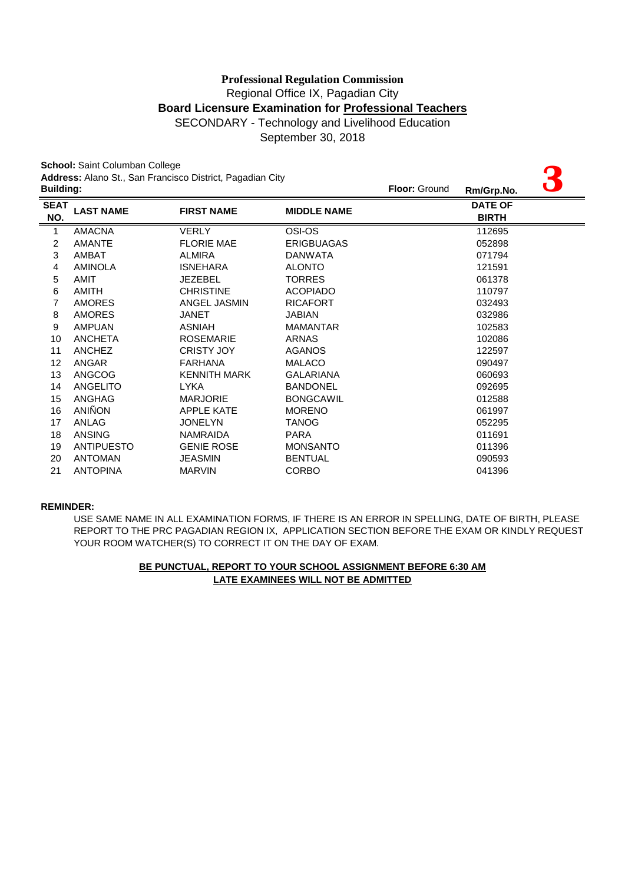**Professional Regulation Commission**

Regional Office IX, Pagadian City

**Board Licensure Examination for Professional Teachers**

SECONDARY - Technology and Livelihood Education

September 30, 2018

**School:** Saint Columban College

**Address:** Alano St., San Francisco District, Pagadian City

**Building:**

**Floor:** Ground

**Rm/Grp.No.** **3**

| SEAT NO. | LAST NAME | FIRST NAME | MIDDLE NAME | DATE OF BIRTH |
|---|---|---|---|---|
| 1 | AMACNA | VERLY | OSI-OS | 112695 |
| 2 | AMANTE | FLORIE MAE | ERIGBUAGAS | 052898 |
| 3 | AMBAT | ALMIRA | DANWATA | 071794 |
| 4 | AMINOLA | ISNEHARA | ALONTO | 121591 |
| 5 | AMIT | JEZEBEL | TORRES | 061378 |
| 6 | AMITH | CHRISTINE | ACOPIADO | 110797 |
| 7 | AMORES | ANGEL JASMIN | RICAFORT | 032493 |
| 8 | AMORES | JANET | JABIAN | 032986 |
| 9 | AMPUAN | ASNIAH | MAMANTAR | 102583 |
| 10 | ANCHETA | ROSEMARIE | ARNAS | 102086 |
| 11 | ANCHEZ | CRISTY JOY | AGANOS | 122597 |
| 12 | ANGAR | FARHANA | MALACO | 090497 |
| 13 | ANGCOG | KENNITH MARK | GALARIANA | 060693 |
| 14 | ANGELITO | LYKA | BANDONEL | 092695 |
| 15 | ANGHAG | MARJORIE | BONGCAWIL | 012588 |
| 16 | ANIÑON | APPLE KATE | MORENO | 061997 |
| 17 | ANLAG | JONELYN | TANOG | 052295 |
| 18 | ANSING | NAMRAIDA | PARA | 011691 |
| 19 | ANTIPUESTO | GENIE ROSE | MONSANTO | 011396 |
| 20 | ANTOMAN | JEASMIN | BENTUAL | 090593 |
| 21 | ANTOPINA | MARVIN | CORBO | 041396 |

**REMINDER:**

USE SAME NAME IN ALL EXAMINATION FORMS, IF THERE IS AN ERROR IN SPELLING, DATE OF BIRTH, PLEASE REPORT TO THE PRC PAGADIAN REGION IX, APPLICATION SECTION BEFORE THE EXAM OR KINDLY REQUEST YOUR ROOM WATCHER(S) TO CORRECT IT ON THE DAY OF EXAM.

**BE PUNCTUAL, REPORT TO YOUR SCHOOL ASSIGNMENT BEFORE 6:30 AM**

**LATE EXAMINEES WILL NOT BE ADMITTED**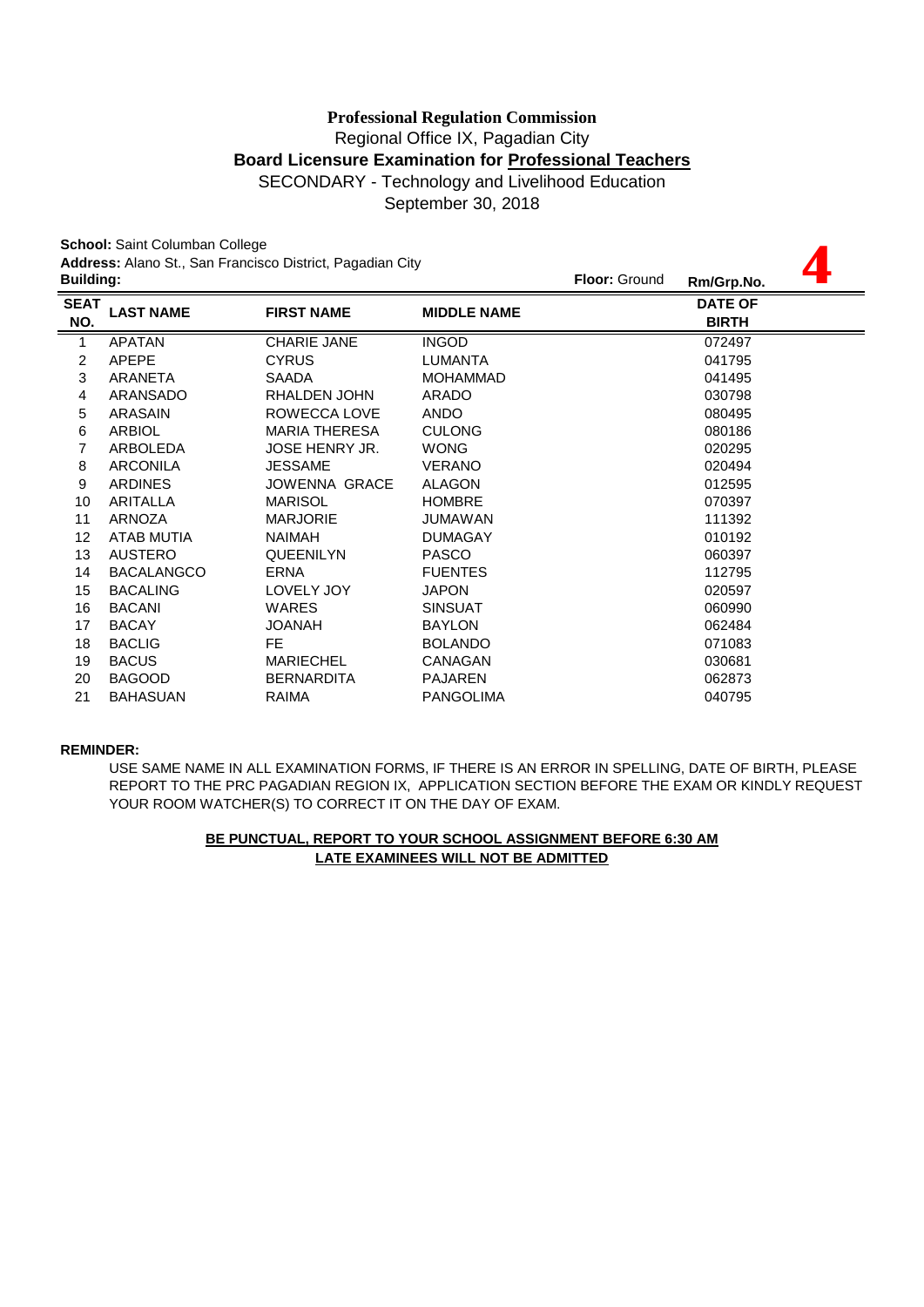**Professional Regulation Commission**
Regional Office IX, Pagadian City
**Board Licensure Examination for Professional Teachers**
SECONDARY - Technology and Livelihood Education
September 30, 2018

**School:** Saint Columban College
**Address:** Alano St., San Francisco District, Pagadian City
**Building:** **Floor:** Ground **Rm/Grp.No.** **4**

| SEAT NO. | LAST NAME | FIRST NAME | MIDDLE NAME | DATE OF BIRTH |
|---|---|---|---|---|
| 1 | APATAN | CHARIE JANE | INGOD | 072497 |
| 2 | APEPE | CYRUS | LUMANTA | 041795 |
| 3 | ARANETA | SAADA | MOHAMMAD | 041495 |
| 4 | ARANSADO | RHALDEN JOHN | ARADO | 030798 |
| 5 | ARASAIN | ROWECCA LOVE | ANDO | 080495 |
| 6 | ARBIOL | MARIA THERESA | CULONG | 080186 |
| 7 | ARBOLEDA | JOSE HENRY JR. | WONG | 020295 |
| 8 | ARCONILA | JESSAME | VERANO | 020494 |
| 9 | ARDINES | JOWENNA GRACE | ALAGON | 012595 |
| 10 | ARITALLA | MARISOL | HOMBRE | 070397 |
| 11 | ARNOZA | MARJORIE | JUMAWAN | 111392 |
| 12 | ATAB MUTIA | NAIMAH | DUMAGAY | 010192 |
| 13 | AUSTERO | QUEENILYN | PASCO | 060397 |
| 14 | BACALANGCO | ERNA | FUENTES | 112795 |
| 15 | BACALING | LOVELY JOY | JAPON | 020597 |
| 16 | BACANI | WARES | SINSUAT | 060990 |
| 17 | BACAY | JOANAH | BAYLON | 062484 |
| 18 | BACLIG | FE | BOLANDO | 071083 |
| 19 | BACUS | MARIECHEL | CANAGAN | 030681 |
| 20 | BAGOOD | BERNARDITA | PAJAREN | 062873 |
| 21 | BAHASUAN | RAIMA | PANGOLIMA | 040795 |

**REMINDER:**

USE SAME NAME IN ALL EXAMINATION FORMS, IF THERE IS AN ERROR IN SPELLING, DATE OF BIRTH, PLEASE REPORT TO THE PRC PAGADIAN REGION IX, APPLICATION SECTION BEFORE THE EXAM OR KINDLY REQUEST YOUR ROOM WATCHER(S) TO CORRECT IT ON THE DAY OF EXAM.

**BE PUNCTUAL, REPORT TO YOUR SCHOOL ASSIGNMENT BEFORE 6:30 AM**
**LATE EXAMINEES WILL NOT BE ADMITTED**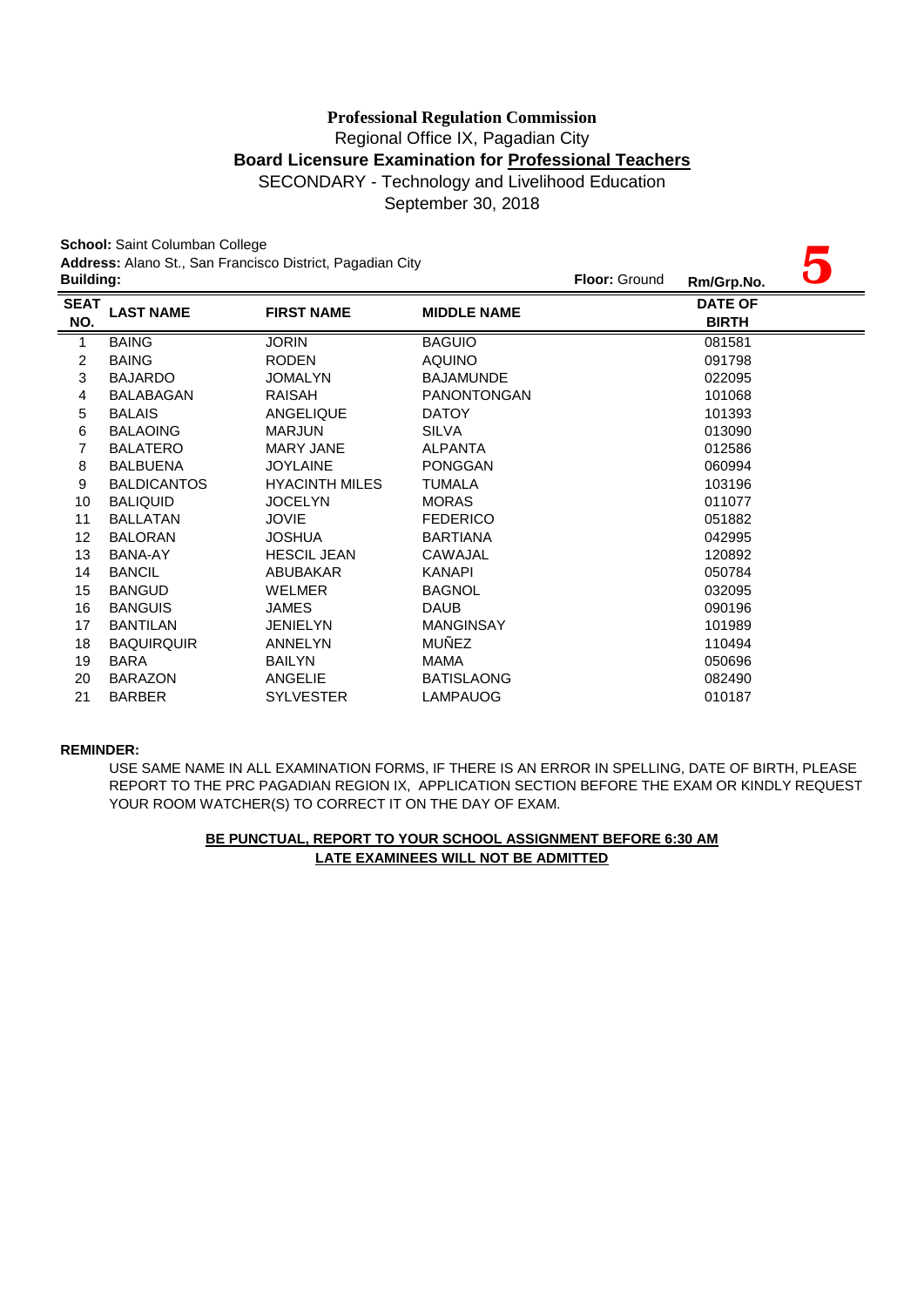**Professional Regulation Commission**

Regional Office IX, Pagadian City

**Board Licensure Examination for Professional Teachers**

SECONDARY - Technology and Livelihood Education

September 30, 2018

**School:** Saint Columban College

**Address:** Alano St., San Francisco District, Pagadian City

**Building:** **Floor:** Ground **Rm/Grp.No.** **5**

| SEAT NO. | LAST NAME | FIRST NAME | MIDDLE NAME | DATE OF BIRTH |
|---|---|---|---|---|
| 1 | BAING | JORIN | BAGUIO | 081581 |
| 2 | BAING | RODEN | AQUINO | 091798 |
| 3 | BAJARDO | JOMALYN | BAJAMUNDE | 022095 |
| 4 | BALABAGAN | RAISAH | PANONTONGAN | 101068 |
| 5 | BALAIS | ANGELIQUE | DATOY | 101393 |
| 6 | BALAOING | MARJUN | SILVA | 013090 |
| 7 | BALATERO | MARY JANE | ALPANTA | 012586 |
| 8 | BALBUENA | JOYLAINE | PONGGAN | 060994 |
| 9 | BALDICANTOS | HYACINTH MILES | TUMALA | 103196 |
| 10 | BALIQUID | JOCELYN | MORAS | 011077 |
| 11 | BALLATAN | JOVIE | FEDERICO | 051882 |
| 12 | BALORAN | JOSHUA | BARTIANA | 042995 |
| 13 | BANA-AY | HESCIL JEAN | CAWAJAL | 120892 |
| 14 | BANCIL | ABUBAKAR | KANAPI | 050784 |
| 15 | BANGUD | WELMER | BAGNOL | 032095 |
| 16 | BANGUIS | JAMES | DAUB | 090196 |
| 17 | BANTILAN | JENIELYN | MANGINSAY | 101989 |
| 18 | BAQUIRQUIR | ANNELYN | MUÑEZ | 110494 |
| 19 | BARA | BAILYN | MAMA | 050696 |
| 20 | BARAZON | ANGELIE | BATISLAONG | 082490 |
| 21 | BARBER | SYLVESTER | LAMPAUOG | 010187 |

**REMINDER:**

USE SAME NAME IN ALL EXAMINATION FORMS, IF THERE IS AN ERROR IN SPELLING, DATE OF BIRTH, PLEASE REPORT TO THE PRC PAGADIAN REGION IX, APPLICATION SECTION BEFORE THE EXAM OR KINDLY REQUEST YOUR ROOM WATCHER(S) TO CORRECT IT ON THE DAY OF EXAM.

**BE PUNCTUAL, REPORT TO YOUR SCHOOL ASSIGNMENT BEFORE 6:30 AM**

**LATE EXAMINEES WILL NOT BE ADMITTED**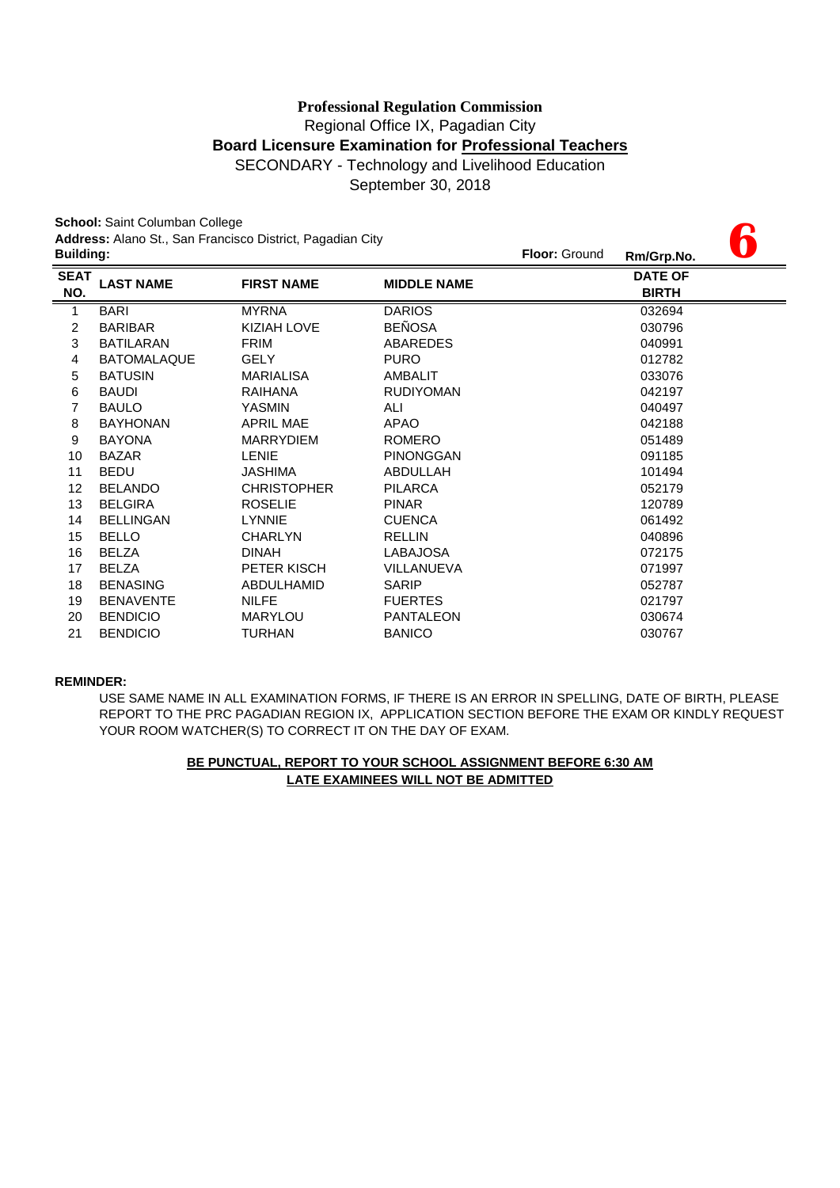**Professional Regulation Commission**
Regional Office IX, Pagadian City
**Board Licensure Examination for Professional Teachers**
SECONDARY - Technology and Livelihood Education
September 30, 2018

**School:** Saint Columban College
**Address:** Alano St., San Francisco District, Pagadian City
**Building:** **Floor:** Ground **Rm/Grp.No.** **6**

| SEAT NO. | LAST NAME | FIRST NAME | MIDDLE NAME | DATE OF BIRTH |
|---|---|---|---|---|
| 1 | BARI | MYRNA | DARIOS | 032694 |
| 2 | BARIBAR | KIZIAH LOVE | BEÑOSA | 030796 |
| 3 | BATILARAN | FRIM | ABAREDES | 040991 |
| 4 | BATOMALAQUE | GELY | PURO | 012782 |
| 5 | BATUSIN | MARIALISA | AMBALIT | 033076 |
| 6 | BAUDI | RAIHANA | RUDIYOMAN | 042197 |
| 7 | BAULO | YASMIN | ALI | 040497 |
| 8 | BAYHONAN | APRIL MAE | APAO | 042188 |
| 9 | BAYONA | MARRYDIEM | ROMERO | 051489 |
| 10 | BAZAR | LENIE | PINONGGAN | 091185 |
| 11 | BEDU | JASHIMA | ABDULLAH | 101494 |
| 12 | BELANDO | CHRISTOPHER | PILARCA | 052179 |
| 13 | BELGIRA | ROSELIE | PINAR | 120789 |
| 14 | BELLINGAN | LYNNIE | CUENCA | 061492 |
| 15 | BELLO | CHARLYN | RELLIN | 040896 |
| 16 | BELZA | DINAH | LABAJOSA | 072175 |
| 17 | BELZA | PETER KISCH | VILLANUEVA | 071997 |
| 18 | BENASING | ABDULHAMID | SARIP | 052787 |
| 19 | BENAVENTE | NILFE | FUERTES | 021797 |
| 20 | BENDICIO | MARYLOU | PANTALEON | 030674 |
| 21 | BENDICIO | TURHAN | BANICO | 030767 |

**REMINDER:**

USE SAME NAME IN ALL EXAMINATION FORMS, IF THERE IS AN ERROR IN SPELLING, DATE OF BIRTH, PLEASE REPORT TO THE PRC PAGADIAN REGION IX, APPLICATION SECTION BEFORE THE EXAM OR KINDLY REQUEST YOUR ROOM WATCHER(S) TO CORRECT IT ON THE DAY OF EXAM.

**BE PUNCTUAL, REPORT TO YOUR SCHOOL ASSIGNMENT BEFORE 6:30 AM**
**LATE EXAMINEES WILL NOT BE ADMITTED**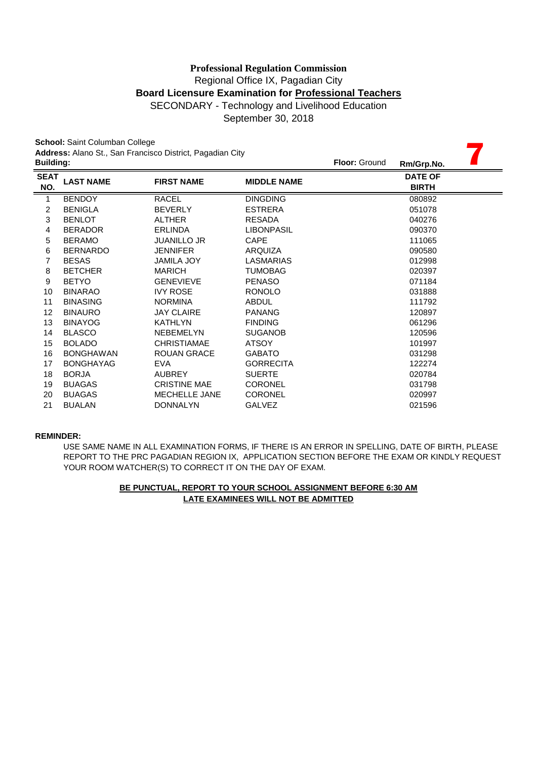**Professional Regulation Commission**

Regional Office IX, Pagadian City

**Board Licensure Examination for Professional Teachers**

SECONDARY - Technology and Livelihood Education

September 30, 2018

**School:** Saint Columban College

**Address:** Alano St., San Francisco District, Pagadian City

**Building:** **Floor:** Ground **Rm/Grp.No.** **7**

| SEAT NO. | LAST NAME | FIRST NAME | MIDDLE NAME | DATE OF BIRTH |
|---|---|---|---|---|
| 1 | BENDOY | RACEL | DINGDING | 080892 |
| 2 | BENIGLA | BEVERLY | ESTRERA | 051078 |
| 3 | BENLOT | ALTHER | RESADA | 040276 |
| 4 | BERADOR | ERLINDA | LIBONPASIL | 090370 |
| 5 | BERAMO | JUANILLO JR | CAPE | 111065 |
| 6 | BERNARDO | JENNIFER | ARQUIZA | 090580 |
| 7 | BESAS | JAMILA JOY | LASMARIAS | 012998 |
| 8 | BETCHER | MARICH | TUMOBAG | 020397 |
| 9 | BETYO | GENEVIEVE | PENASO | 071184 |
| 10 | BINARAO | IVY ROSE | RONOLO | 031888 |
| 11 | BINASING | NORMINA | ABDUL | 111792 |
| 12 | BINAURO | JAY CLAIRE | PANANG | 120897 |
| 13 | BINAYOG | KATHLYN | FINDING | 061296 |
| 14 | BLASCO | NEBEMELYN | SUGANOB | 120596 |
| 15 | BOLADO | CHRISTIAMAE | ATSOY | 101997 |
| 16 | BONGHAWAN | ROUAN GRACE | GABATO | 031298 |
| 17 | BONGHAYAG | EVA | GORRECITA | 122274 |
| 18 | BORJA | AUBREY | SUERTE | 020784 |
| 19 | BUAGAS | CRISTINE MAE | CORONEL | 031798 |
| 20 | BUAGAS | MECHELLE JANE | CORONEL | 020997 |
| 21 | BUALAN | DONNALYN | GALVEZ | 021596 |

**REMINDER:**

USE SAME NAME IN ALL EXAMINATION FORMS, IF THERE IS AN ERROR IN SPELLING, DATE OF BIRTH, PLEASE REPORT TO THE PRC PAGADIAN REGION IX, APPLICATION SECTION BEFORE THE EXAM OR KINDLY REQUEST YOUR ROOM WATCHER(S) TO CORRECT IT ON THE DAY OF EXAM.

**BE PUNCTUAL, REPORT TO YOUR SCHOOL ASSIGNMENT BEFORE 6:30 AM**

**LATE EXAMINEES WILL NOT BE ADMITTED**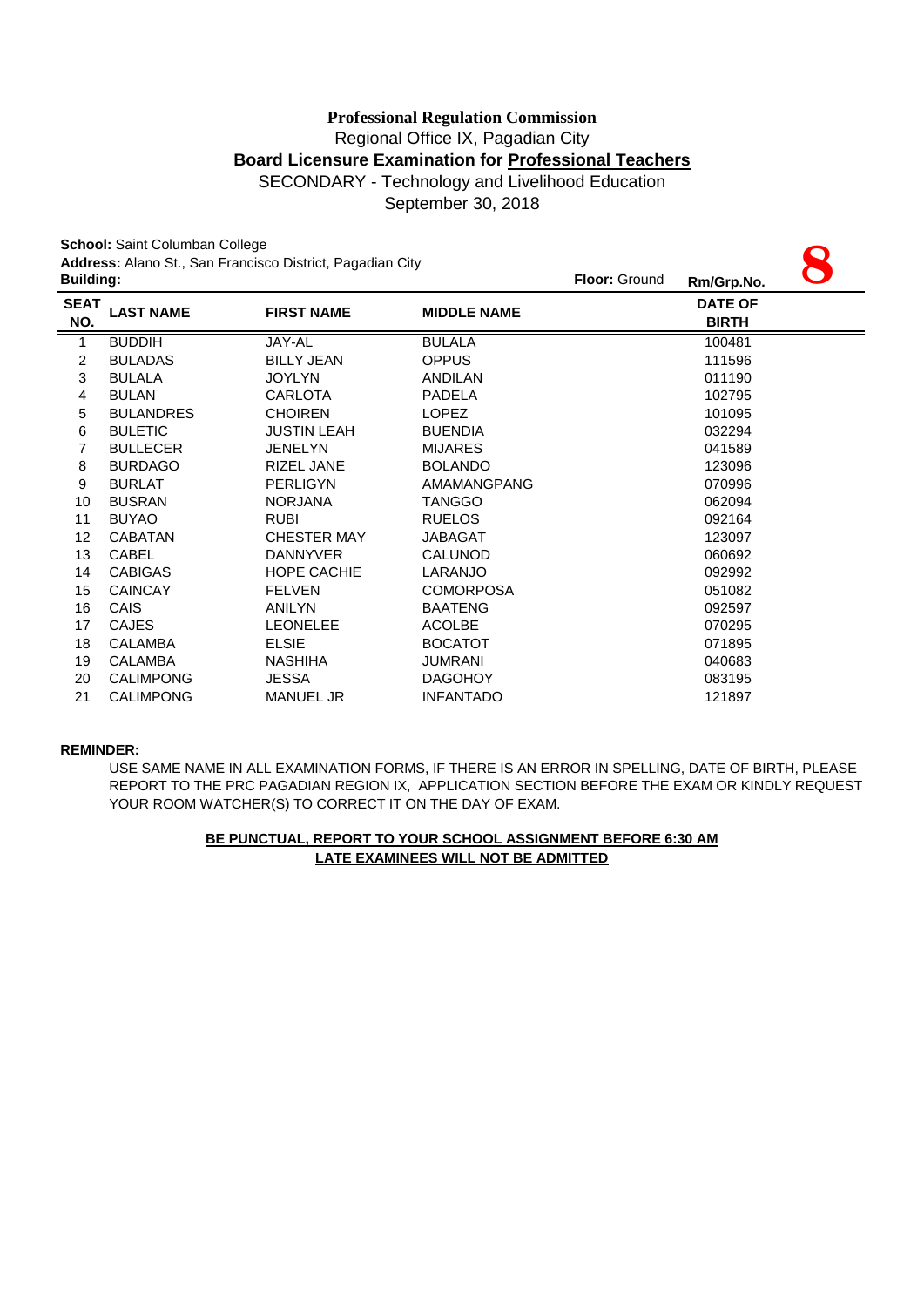**Professional Regulation Commission**

Regional Office IX, Pagadian City

**Board Licensure Examination for Professional Teachers**

SECONDARY - Technology and Livelihood Education

September 30, 2018

**School:** Saint Columban College

**Address:** Alano St., San Francisco District, Pagadian City

**Building:**

**Floor:** Ground

**Rm/Grp.No.** **8**

| SEAT NO. | LAST NAME | FIRST NAME | MIDDLE NAME | DATE OF BIRTH |
|---|---|---|---|---|
| 1 | BUDDIH | JAY-AL | BULALA | 100481 |
| 2 | BULADAS | BILLY JEAN | OPPUS | 111596 |
| 3 | BULALA | JOYLYN | ANDILAN | 011190 |
| 4 | BULAN | CARLOTA | PADELA | 102795 |
| 5 | BULANDRES | CHOIREN | LOPEZ | 101095 |
| 6 | BULETIC | JUSTIN LEAH | BUENDIA | 032294 |
| 7 | BULLECER | JENELYN | MIJARES | 041589 |
| 8 | BURDAGO | RIZEL JANE | BOLANDO | 123096 |
| 9 | BURLAT | PERLIGYN | AMAMANGPANG | 070996 |
| 10 | BUSRAN | NORJANA | TANGGO | 062094 |
| 11 | BUYAO | RUBI | RUELOS | 092164 |
| 12 | CABATAN | CHESTER MAY | JABAGAT | 123097 |
| 13 | CABEL | DANNYVER | CALUNOD | 060692 |
| 14 | CABIGAS | HOPE CACHIE | LARANJO | 092992 |
| 15 | CAINCAY | FELVEN | COMORPOSA | 051082 |
| 16 | CAIS | ANILYN | BAATENG | 092597 |
| 17 | CAJES | LEONELEE | ACOLBE | 070295 |
| 18 | CALAMBA | ELSIE | BOCATOT | 071895 |
| 19 | CALAMBA | NASHIHA | JUMRANI | 040683 |
| 20 | CALIMPONG | JESSA | DAGOHOY | 083195 |
| 21 | CALIMPONG | MANUEL JR | INFANTADO | 121897 |

**REMINDER:**

USE SAME NAME IN ALL EXAMINATION FORMS, IF THERE IS AN ERROR IN SPELLING, DATE OF BIRTH, PLEASE REPORT TO THE PRC PAGADIAN REGION IX, APPLICATION SECTION BEFORE THE EXAM OR KINDLY REQUEST YOUR ROOM WATCHER(S) TO CORRECT IT ON THE DAY OF EXAM.

**BE PUNCTUAL, REPORT TO YOUR SCHOOL ASSIGNMENT BEFORE 6:30 AM**

**LATE EXAMINEES WILL NOT BE ADMITTED**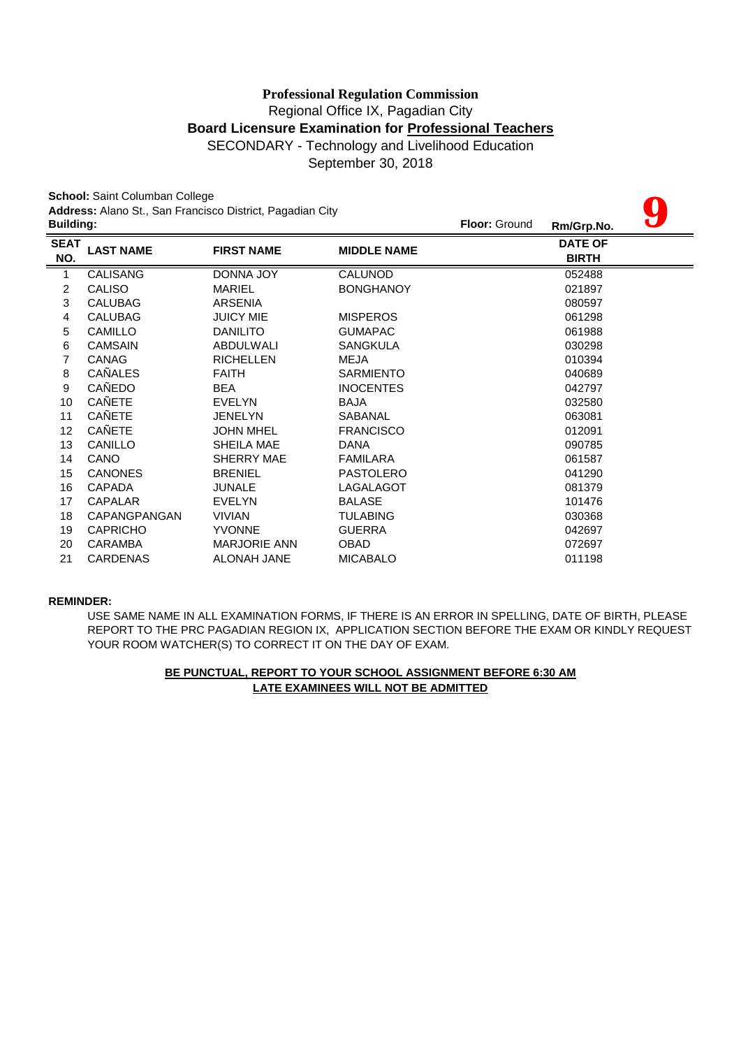**Professional Regulation Commission**
Regional Office IX, Pagadian City
**Board Licensure Examination for Professional Teachers**
SECONDARY - Technology and Livelihood Education
September 30, 2018

**School:** Saint Columban College
**Address:** Alano St., San Francisco District, Pagadian City
**Building:** **Floor:** Ground **Rm/Grp.No.** **9**

| SEAT NO. | LAST NAME | FIRST NAME | MIDDLE NAME | DATE OF BIRTH |
|---|---|---|---|---|
| 1 | CALISANG | DONNA JOY | CALUNOD | 052488 |
| 2 | CALISO | MARIEL | BONGHANOY | 021897 |
| 3 | CALUBAG | ARSENIA | | 080597 |
| 4 | CALUBAG | JUICY MIE | MISPEROS | 061298 |
| 5 | CAMILLO | DANILITO | GUMAPAC | 061988 |
| 6 | CAMSAIN | ABDULWALI | SANGKULA | 030298 |
| 7 | CANAG | RICHELLEN | MEJA | 010394 |
| 8 | CAÑALES | FAITH | SARMIENTO | 040689 |
| 9 | CAÑEDO | BEA | INOCENTES | 042797 |
| 10 | CAÑETE | EVELYN | BAJA | 032580 |
| 11 | CAÑETE | JENELYN | SABANAL | 063081 |
| 12 | CAÑETE | JOHN MHEL | FRANCISCO | 012091 |
| 13 | CANILLO | SHEILA MAE | DANA | 090785 |
| 14 | CANO | SHERRY MAE | FAMILARA | 061587 |
| 15 | CANONES | BRENIEL | PASTOLERO | 041290 |
| 16 | CAPADA | JUNALE | LAGALAGOT | 081379 |
| 17 | CAPALAR | EVELYN | BALASE | 101476 |
| 18 | CAPANGPANGAN | VIVIAN | TULABING | 030368 |
| 19 | CAPRICHO | YVONNE | GUERRA | 042697 |
| 20 | CARAMBA | MARJORIE ANN | OBAD | 072697 |
| 21 | CARDENAS | ALONAH JANE | MICABALO | 011198 |

**REMINDER:**

USE SAME NAME IN ALL EXAMINATION FORMS, IF THERE IS AN ERROR IN SPELLING, DATE OF BIRTH, PLEASE REPORT TO THE PRC PAGADIAN REGION IX, APPLICATION SECTION BEFORE THE EXAM OR KINDLY REQUEST YOUR ROOM WATCHER(S) TO CORRECT IT ON THE DAY OF EXAM.

**BE PUNCTUAL, REPORT TO YOUR SCHOOL ASSIGNMENT BEFORE 6:30 AM**
**LATE EXAMINEES WILL NOT BE ADMITTED**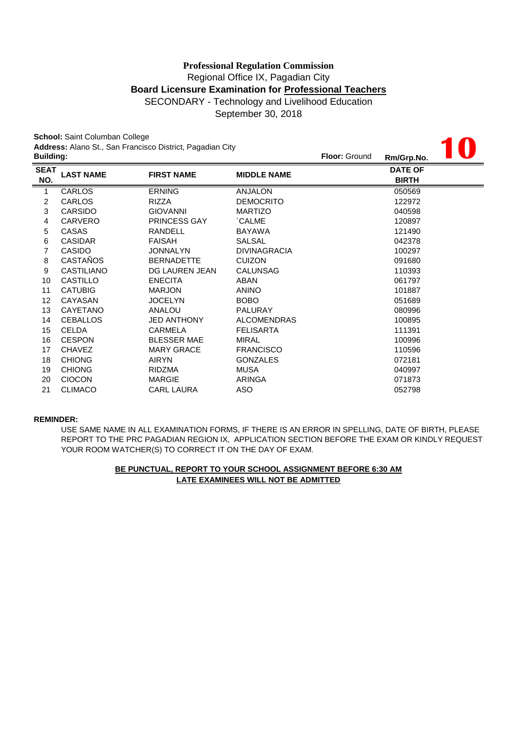**Professional Regulation Commission**
Regional Office IX, Pagadian City
**Board Licensure Examination for Professional Teachers**
SECONDARY - Technology and Livelihood Education
September 30, 2018

**School:** Saint Columban College
**Address:** Alano St., San Francisco District, Pagadian City
**Building:** **Floor:** Ground **Rm/Grp.No.** **10**

| SEAT NO. | LAST NAME | FIRST NAME | MIDDLE NAME | DATE OF BIRTH |
|---|---|---|---|---|
| 1 | CARLOS | ERNING | ANJALON | 050569 |
| 2 | CARLOS | RIZZA | DEMOCRITO | 122972 |
| 3 | CARSIDO | GIOVANNI | MARTIZO | 040598 |
| 4 | CARVERO | PRINCESS GAY | `CALME | 120897 |
| 5 | CASAS | RANDELL | BAYAWA | 121490 |
| 6 | CASIDAR | FAISAH | SALSAL | 042378 |
| 7 | CASIDO | JONNALYN | DIVINAGRACIA | 100297 |
| 8 | CASTAÑOS | BERNADETTE | CUIZON | 091680 |
| 9 | CASTILIANO | DG LAUREN JEAN | CALUNSAG | 110393 |
| 10 | CASTILLO | ENECITA | ABAN | 061797 |
| 11 | CATUBIG | MARJON | ANINO | 101887 |
| 12 | CAYASAN | JOCELYN | BOBO | 051689 |
| 13 | CAYETANO | ANALOU | PALURAY | 080996 |
| 14 | CEBALLOS | JED ANTHONY | ALCOMENDRAS | 100895 |
| 15 | CELDA | CARMELA | FELISARTA | 111391 |
| 16 | CESPON | BLESSER MAE | MIRAL | 100996 |
| 17 | CHAVEZ | MARY GRACE | FRANCISCO | 110596 |
| 18 | CHIONG | AIRYN | GONZALES | 072181 |
| 19 | CHIONG | RIDZMA | MUSA | 040997 |
| 20 | CIOCON | MARGIE | ARINGA | 071873 |
| 21 | CLIMACO | CARL LAURA | ASO | 052798 |

**REMINDER:**

USE SAME NAME IN ALL EXAMINATION FORMS, IF THERE IS AN ERROR IN SPELLING, DATE OF BIRTH, PLEASE REPORT TO THE PRC PAGADIAN REGION IX, APPLICATION SECTION BEFORE THE EXAM OR KINDLY REQUEST YOUR ROOM WATCHER(S) TO CORRECT IT ON THE DAY OF EXAM.

**BE PUNCTUAL, REPORT TO YOUR SCHOOL ASSIGNMENT BEFORE 6:30 AM**
**LATE EXAMINEES WILL NOT BE ADMITTED**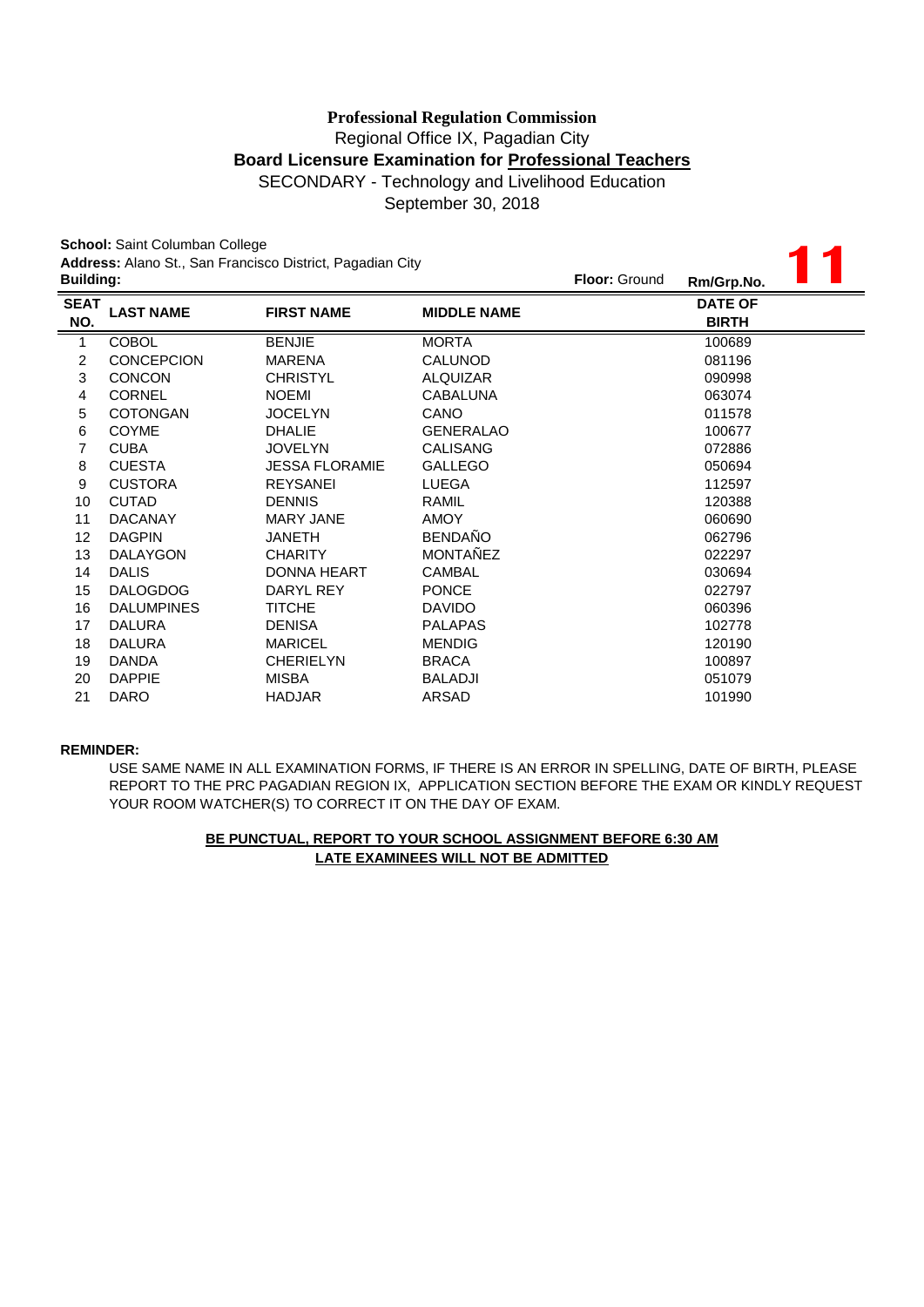**Professional Regulation Commission**

Regional Office IX, Pagadian City

**Board Licensure Examination for Professional Teachers**

SECONDARY - Technology and Livelihood Education

September 30, 2018

**School:** Saint Columban College

**Address:** Alano St., San Francisco District, Pagadian City

**Building:** **Floor:** Ground **Rm/Grp.No.** **11**

| SEAT NO. | LAST NAME | FIRST NAME | MIDDLE NAME | DATE OF BIRTH |
|---|---|---|---|---|
| 1 | COBOL | BENJIE | MORTA | 100689 |
| 2 | CONCEPCION | MARENA | CALUNOD | 081196 |
| 3 | CONCON | CHRISTYL | ALQUIZAR | 090998 |
| 4 | CORNEL | NOEMI | CABALUNA | 063074 |
| 5 | COTONGAN | JOCELYN | CANO | 011578 |
| 6 | COYME | DHALIE | GENERALAO | 100677 |
| 7 | CUBA | JOVELYN | CALISANG | 072886 |
| 8 | CUESTA | JESSA FLORAMIE | GALLEGO | 050694 |
| 9 | CUSTORA | REYSANEI | LUEGA | 112597 |
| 10 | CUTAD | DENNIS | RAMIL | 120388 |
| 11 | DACANAY | MARY JANE | AMOY | 060690 |
| 12 | DAGPIN | JANETH | BENDAÑO | 062796 |
| 13 | DALAYGON | CHARITY | MONTAÑEZ | 022297 |
| 14 | DALIS | DONNA HEART | CAMBAL | 030694 |
| 15 | DALOGDOG | DARYL REY | PONCE | 022797 |
| 16 | DALUMPINES | TITCHE | DAVIDO | 060396 |
| 17 | DALURA | DENISA | PALAPAS | 102778 |
| 18 | DALURA | MARICEL | MENDIG | 120190 |
| 19 | DANDA | CHERIELYN | BRACA | 100897 |
| 20 | DAPPIE | MISBA | BALADJI | 051079 |
| 21 | DARO | HADJAR | ARSAD | 101990 |

**REMINDER:**

USE SAME NAME IN ALL EXAMINATION FORMS, IF THERE IS AN ERROR IN SPELLING, DATE OF BIRTH, PLEASE REPORT TO THE PRC PAGADIAN REGION IX, APPLICATION SECTION BEFORE THE EXAM OR KINDLY REQUEST YOUR ROOM WATCHER(S) TO CORRECT IT ON THE DAY OF EXAM.

**BE PUNCTUAL, REPORT TO YOUR SCHOOL ASSIGNMENT BEFORE 6:30 AM**

**LATE EXAMINEES WILL NOT BE ADMITTED**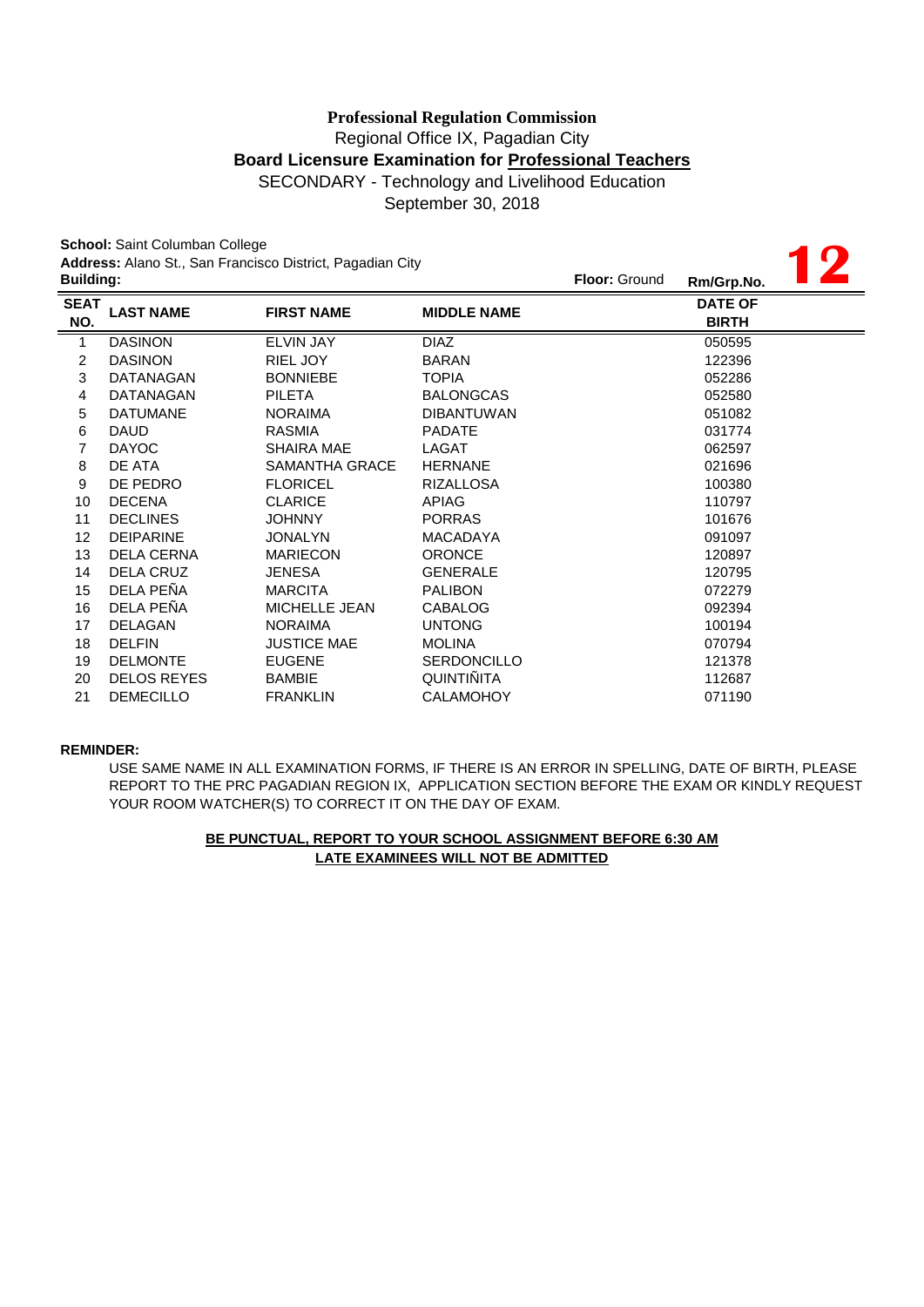**Professional Regulation Commission**

Regional Office IX, Pagadian City

**Board Licensure Examination for Professional Teachers**

SECONDARY - Technology and Livelihood Education

September 30, 2018

**School:** Saint Columban College

**Address:** Alano St., San Francisco District, Pagadian City

**Building:**

**Floor:** Ground

**Rm/Grp.No.** **12**

| SEAT NO. | LAST NAME | FIRST NAME | MIDDLE NAME | DATE OF BIRTH |
|---|---|---|---|---|
| 1 | DASINON | ELVIN JAY | DIAZ | 050595 |
| 2 | DASINON | RIEL JOY | BARAN | 122396 |
| 3 | DATANAGAN | BONNIEBE | TOPIA | 052286 |
| 4 | DATANAGAN | PILETA | BALONGCAS | 052580 |
| 5 | DATUMANE | NORAIMA | DIBANTUWAN | 051082 |
| 6 | DAUD | RASMIA | PADATE | 031774 |
| 7 | DAYOC | SHAIRA MAE | LAGAT | 062597 |
| 8 | DE ATA | SAMANTHA GRACE | HERNANE | 021696 |
| 9 | DE PEDRO | FLORICEL | RIZALLOSA | 100380 |
| 10 | DECENA | CLARICE | APIAG | 110797 |
| 11 | DECLINES | JOHNNY | PORRAS | 101676 |
| 12 | DEIPARINE | JONALYN | MACADAYA | 091097 |
| 13 | DELA CERNA | MARIECON | ORONCE | 120897 |
| 14 | DELA CRUZ | JENESA | GENERALE | 120795 |
| 15 | DELA PEÑA | MARCITA | PALIBON | 072279 |
| 16 | DELA PEÑA | MICHELLE JEAN | CABALOG | 092394 |
| 17 | DELAGAN | NORAIMA | UNTONG | 100194 |
| 18 | DELFIN | JUSTICE MAE | MOLINA | 070794 |
| 19 | DELMONTE | EUGENE | SERDONCILLO | 121378 |
| 20 | DELOS REYES | BAMBIE | QUINTIÑITA | 112687 |
| 21 | DEMECILLO | FRANKLIN | CALAMOHOY | 071190 |

**REMINDER:**

USE SAME NAME IN ALL EXAMINATION FORMS, IF THERE IS AN ERROR IN SPELLING, DATE OF BIRTH, PLEASE REPORT TO THE PRC PAGADIAN REGION IX, APPLICATION SECTION BEFORE THE EXAM OR KINDLY REQUEST YOUR ROOM WATCHER(S) TO CORRECT IT ON THE DAY OF EXAM.

**BE PUNCTUAL, REPORT TO YOUR SCHOOL ASSIGNMENT BEFORE 6:30 AM**

**LATE EXAMINEES WILL NOT BE ADMITTED**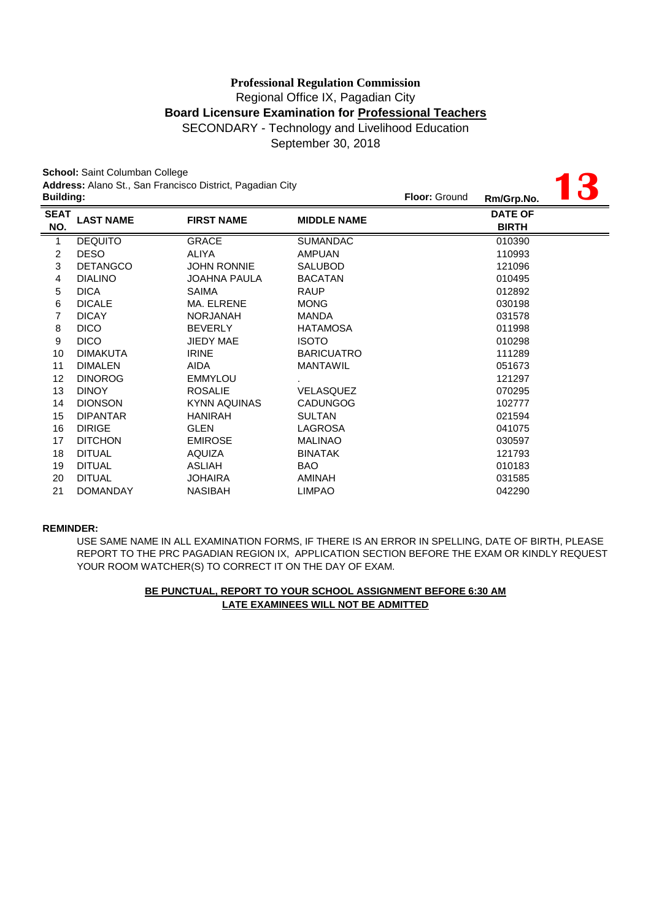**Professional Regulation Commission**

Regional Office IX, Pagadian City

**Board Licensure Examination for Professional Teachers**

SECONDARY - Technology and Livelihood Education

September 30, 2018

**School:** Saint Columban College

**Address:** Alano St., San Francisco District, Pagadian City

**Building:** **Floor:** Ground **Rm/Grp.No.** **13**

| SEAT NO. | LAST NAME | FIRST NAME | MIDDLE NAME | DATE OF BIRTH |
|---|---|---|---|---|
| 1 | DEQUITO | GRACE | SUMANDAC | 010390 |
| 2 | DESO | ALIYA | AMPUAN | 110993 |
| 3 | DETANGCO | JOHN RONNIE | SALUBOD | 121096 |
| 4 | DIALINO | JOAHNA PAULA | BACATAN | 010495 |
| 5 | DICA | SAIMA | RAUP | 012892 |
| 6 | DICALE | MA. ELRENE | MONG | 030198 |
| 7 | DICAY | NORJANAH | MANDA | 031578 |
| 8 | DICO | BEVERLY | HATAMOSA | 011998 |
| 9 | DICO | JIEDY MAE | ISOTO | 010298 |
| 10 | DIMAKUTA | IRINE | BARICUATRO | 111289 |
| 11 | DIMALEN | AIDA | MANTAWIL | 051673 |
| 12 | DINOROG | EMMYLOU | . | 121297 |
| 13 | DINOY | ROSALIE | VELASQUEZ | 070295 |
| 14 | DIONSON | KYNN AQUINAS | CADUNGOG | 102777 |
| 15 | DIPANTAR | HANIRAH | SULTAN | 021594 |
| 16 | DIRIGE | GLEN | LAGROSA | 041075 |
| 17 | DITCHON | EMIROSE | MALINAO | 030597 |
| 18 | DITUAL | AQUIZA | BINATAK | 121793 |
| 19 | DITUAL | ASLIAH | BAO | 010183 |
| 20 | DITUAL | JOHAIRA | AMINAH | 031585 |
| 21 | DOMANDAY | NASIBAH | LIMPAO | 042290 |

**REMINDER:**

USE SAME NAME IN ALL EXAMINATION FORMS, IF THERE IS AN ERROR IN SPELLING, DATE OF BIRTH, PLEASE REPORT TO THE PRC PAGADIAN REGION IX, APPLICATION SECTION BEFORE THE EXAM OR KINDLY REQUEST YOUR ROOM WATCHER(S) TO CORRECT IT ON THE DAY OF EXAM.

**BE PUNCTUAL, REPORT TO YOUR SCHOOL ASSIGNMENT BEFORE 6:30 AM**

**LATE EXAMINEES WILL NOT BE ADMITTED**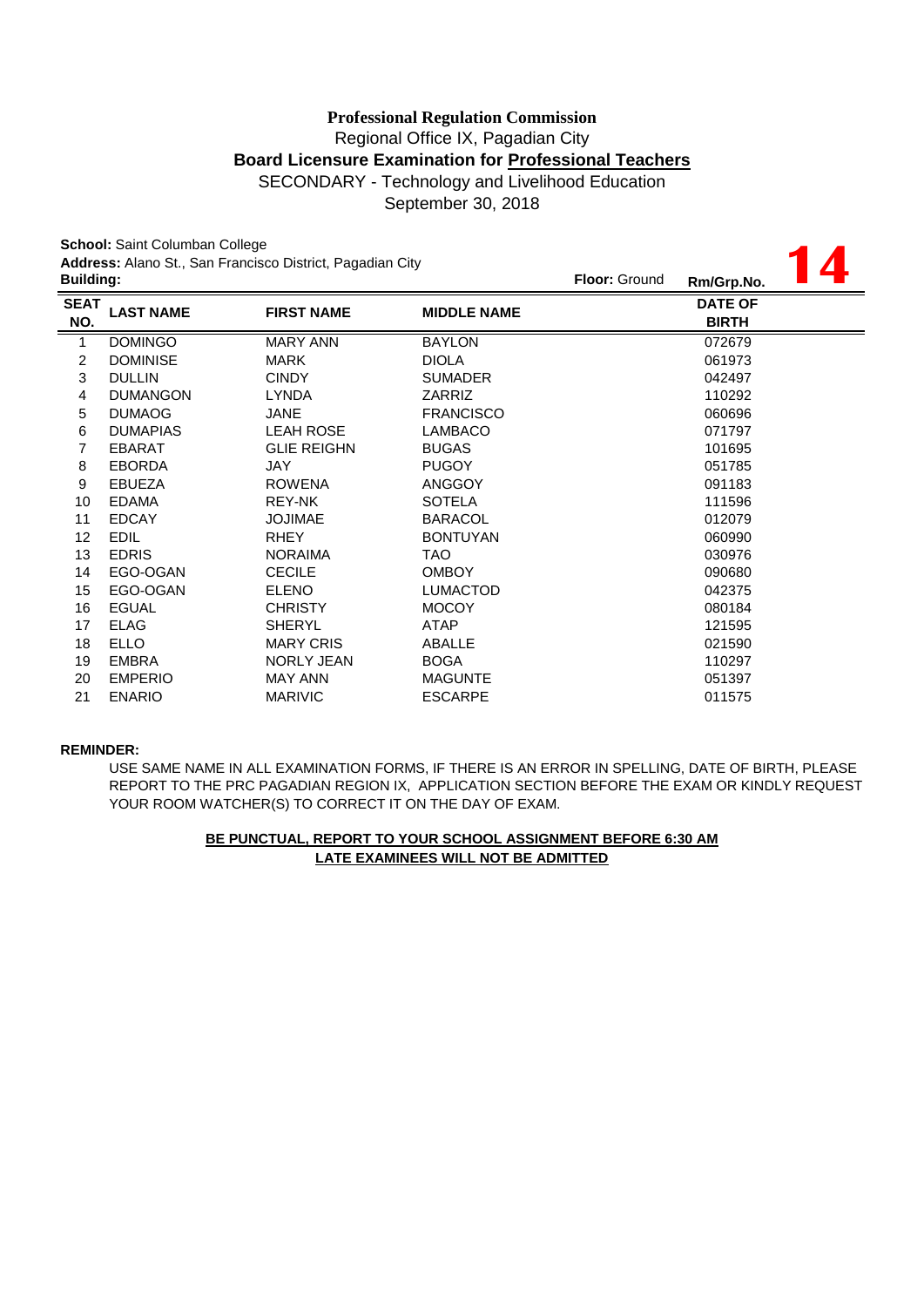**Professional Regulation Commission**

Regional Office IX, Pagadian City

**Board Licensure Examination for Professional Teachers**

SECONDARY - Technology and Livelihood Education

September 30, 2018

**School:** Saint Columban College

**Address:** Alano St., San Francisco District, Pagadian City

**Building:** **Floor:** Ground **Rm/Grp.No.** **14**

| SEAT NO. | LAST NAME | FIRST NAME | MIDDLE NAME | DATE OF BIRTH |
|---|---|---|---|---|
| 1 | DOMINGO | MARY ANN | BAYLON | 072679 |
| 2 | DOMINISE | MARK | DIOLA | 061973 |
| 3 | DULLIN | CINDY | SUMADER | 042497 |
| 4 | DUMANGON | LYNDA | ZARRIZ | 110292 |
| 5 | DUMAOG | JANE | FRANCISCO | 060696 |
| 6 | DUMAPIAS | LEAH ROSE | LAMBACO | 071797 |
| 7 | EBARAT | GLIE REIGHN | BUGAS | 101695 |
| 8 | EBORDA | JAY | PUGOY | 051785 |
| 9 | EBUEZA | ROWENA | ANGGOY | 091183 |
| 10 | EDAMA | REY-NK | SOTELA | 111596 |
| 11 | EDCAY | JOJIMAE | BARACOL | 012079 |
| 12 | EDIL | RHEY | BONTUYAN | 060990 |
| 13 | EDRIS | NORAIMA | TAO | 030976 |
| 14 | EGO-OGAN | CECILE | OMBOY | 090680 |
| 15 | EGO-OGAN | ELENO | LUMACTOD | 042375 |
| 16 | EGUAL | CHRISTY | MOCOY | 080184 |
| 17 | ELAG | SHERYL | ATAP | 121595 |
| 18 | ELLO | MARY CRIS | ABALLE | 021590 |
| 19 | EMBRA | NORLY JEAN | BOGA | 110297 |
| 20 | EMPERIO | MAY ANN | MAGUNTE | 051397 |
| 21 | ENARIO | MARIVIC | ESCARPE | 011575 |

**REMINDER:**

USE SAME NAME IN ALL EXAMINATION FORMS, IF THERE IS AN ERROR IN SPELLING, DATE OF BIRTH, PLEASE REPORT TO THE PRC PAGADIAN REGION IX, APPLICATION SECTION BEFORE THE EXAM OR KINDLY REQUEST YOUR ROOM WATCHER(S) TO CORRECT IT ON THE DAY OF EXAM.

**BE PUNCTUAL, REPORT TO YOUR SCHOOL ASSIGNMENT BEFORE 6:30 AM**

**LATE EXAMINEES WILL NOT BE ADMITTED**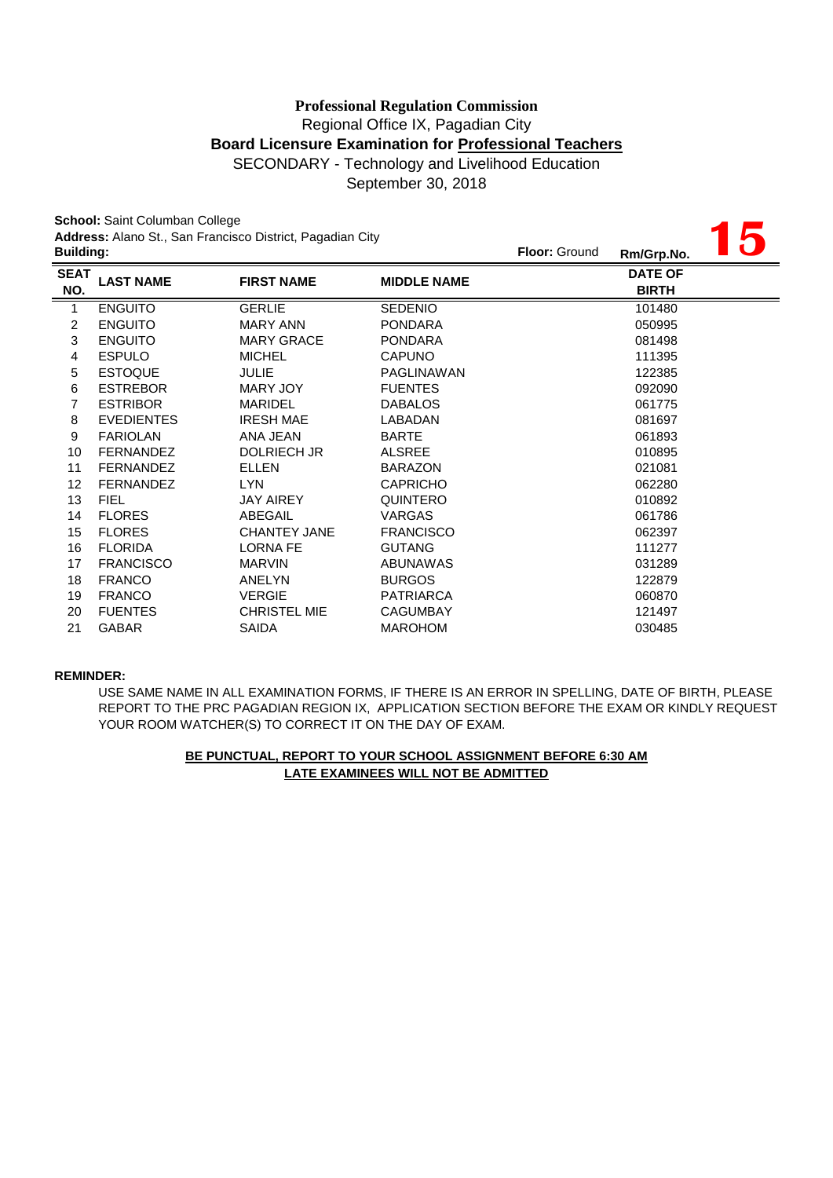**Professional Regulation Commission**

Regional Office IX, Pagadian City

**Board Licensure Examination for Professional Teachers**

SECONDARY - Technology and Livelihood Education

September 30, 2018

**School:** Saint Columban College

**Address:** Alano St., San Francisco District, Pagadian City

**Building:** **Floor:** Ground **Rm/Grp.No.** **15**

| SEAT NO. | LAST NAME | FIRST NAME | MIDDLE NAME | DATE OF BIRTH |
|---|---|---|---|---|
| 1 | ENGUITO | GERLIE | SEDENIO | 101480 |
| 2 | ENGUITO | MARY ANN | PONDARA | 050995 |
| 3 | ENGUITO | MARY GRACE | PONDARA | 081498 |
| 4 | ESPULO | MICHEL | CAPUNO | 111395 |
| 5 | ESTOQUE | JULIE | PAGLINAWAN | 122385 |
| 6 | ESTREBOR | MARY JOY | FUENTES | 092090 |
| 7 | ESTRIBOR | MARIDEL | DABALOS | 061775 |
| 8 | EVEDIENTES | IRESH MAE | LABADAN | 081697 |
| 9 | FARIOLAN | ANA JEAN | BARTE | 061893 |
| 10 | FERNANDEZ | DOLRIECH JR | ALSREE | 010895 |
| 11 | FERNANDEZ | ELLEN | BARAZON | 021081 |
| 12 | FERNANDEZ | LYN | CAPRICHO | 062280 |
| 13 | FIEL | JAY AIREY | QUINTERO | 010892 |
| 14 | FLORES | ABEGAIL | VARGAS | 061786 |
| 15 | FLORES | CHANTEY JANE | FRANCISCO | 062397 |
| 16 | FLORIDA | LORNA FE | GUTANG | 111277 |
| 17 | FRANCISCO | MARVIN | ABUNAWAS | 031289 |
| 18 | FRANCO | ANELYN | BURGOS | 122879 |
| 19 | FRANCO | VERGIE | PATRIARCA | 060870 |
| 20 | FUENTES | CHRISTEL MIE | CAGUMBAY | 121497 |
| 21 | GABAR | SAIDA | MAROHOM | 030485 |

**REMINDER:**

USE SAME NAME IN ALL EXAMINATION FORMS, IF THERE IS AN ERROR IN SPELLING, DATE OF BIRTH, PLEASE REPORT TO THE PRC PAGADIAN REGION IX, APPLICATION SECTION BEFORE THE EXAM OR KINDLY REQUEST YOUR ROOM WATCHER(S) TO CORRECT IT ON THE DAY OF EXAM.

**BE PUNCTUAL, REPORT TO YOUR SCHOOL ASSIGNMENT BEFORE 6:30 AM**

**LATE EXAMINEES WILL NOT BE ADMITTED**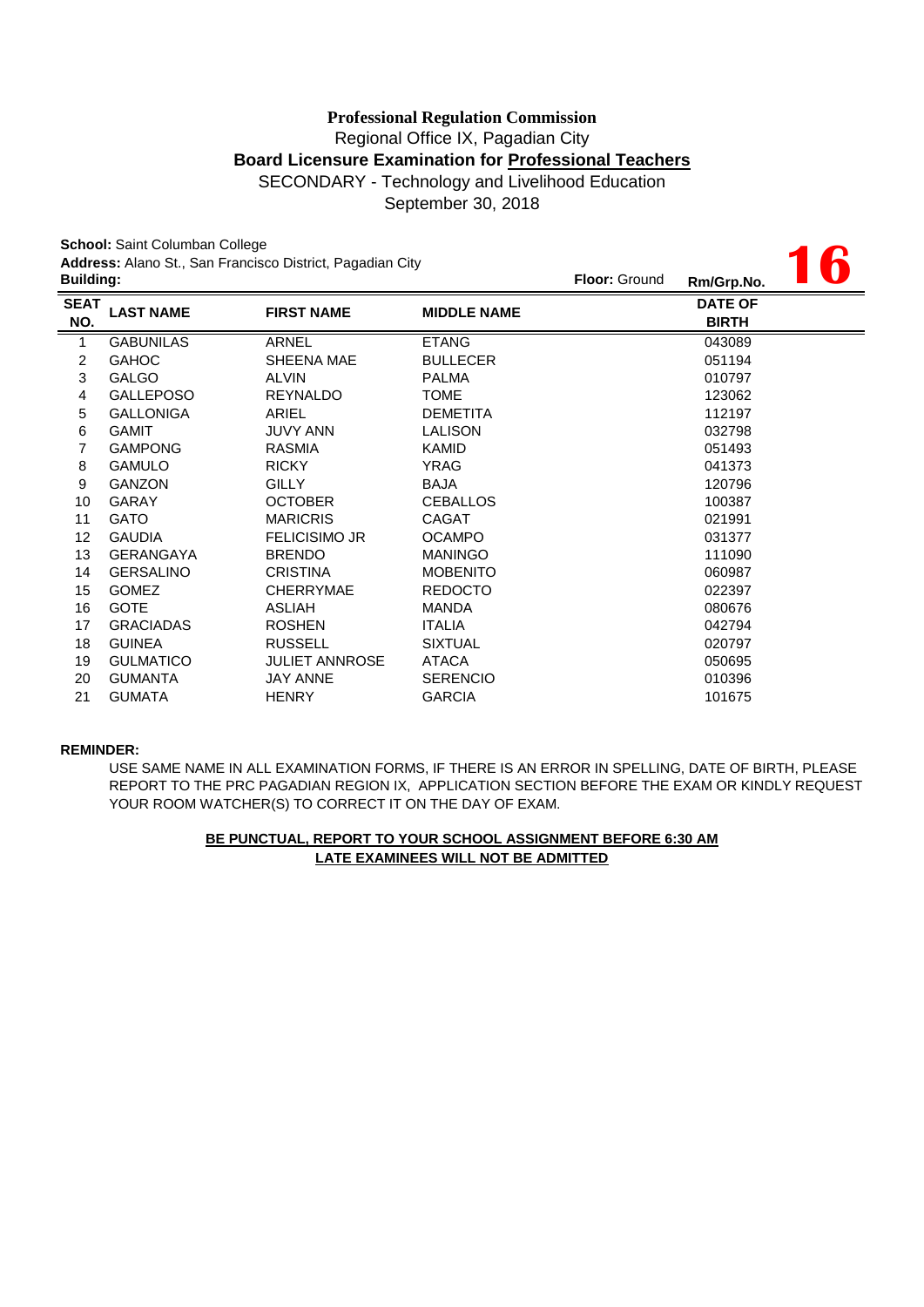**Professional Regulation Commission**
Regional Office IX, Pagadian City
**Board Licensure Examination for Professional Teachers**
SECONDARY - Technology and Livelihood Education
September 30, 2018

**School:** Saint Columban College
**Address:** Alano St., San Francisco District, Pagadian City
**Building:** **Floor:** Ground **Rm/Grp.No.** **16**

| SEAT NO. | LAST NAME | FIRST NAME | MIDDLE NAME | DATE OF BIRTH |
|---|---|---|---|---|
| 1 | GABUNILAS | ARNEL | ETANG | 043089 |
| 2 | GAHOC | SHEENA MAE | BULLECER | 051194 |
| 3 | GALGO | ALVIN | PALMA | 010797 |
| 4 | GALLEPOSO | REYNALDO | TOME | 123062 |
| 5 | GALLONIGA | ARIEL | DEMETITA | 112197 |
| 6 | GAMIT | JUVY ANN | LALISON | 032798 |
| 7 | GAMPONG | RASMIA | KAMID | 051493 |
| 8 | GAMULO | RICKY | YRAG | 041373 |
| 9 | GANZON | GILLY | BAJA | 120796 |
| 10 | GARAY | OCTOBER | CEBALLOS | 100387 |
| 11 | GATO | MARICRIS | CAGAT | 021991 |
| 12 | GAUDIA | FELICISIMO JR | OCAMPO | 031377 |
| 13 | GERANGAYA | BRENDO | MANINGO | 111090 |
| 14 | GERSALINO | CRISTINA | MOBENITO | 060987 |
| 15 | GOMEZ | CHERRYMAE | REDOCTO | 022397 |
| 16 | GOTE | ASLIAH | MANDA | 080676 |
| 17 | GRACIADAS | ROSHEN | ITALIA | 042794 |
| 18 | GUINEA | RUSSELL | SIXTUAL | 020797 |
| 19 | GULMATICO | JULIET ANNROSE | ATACA | 050695 |
| 20 | GUMANTA | JAY ANNE | SERENCIO | 010396 |
| 21 | GUMATA | HENRY | GARCIA | 101675 |

**REMINDER:**

USE SAME NAME IN ALL EXAMINATION FORMS, IF THERE IS AN ERROR IN SPELLING, DATE OF BIRTH, PLEASE REPORT TO THE PRC PAGADIAN REGION IX, APPLICATION SECTION BEFORE THE EXAM OR KINDLY REQUEST YOUR ROOM WATCHER(S) TO CORRECT IT ON THE DAY OF EXAM.

**BE PUNCTUAL, REPORT TO YOUR SCHOOL ASSIGNMENT BEFORE 6:30 AM**
**LATE EXAMINEES WILL NOT BE ADMITTED**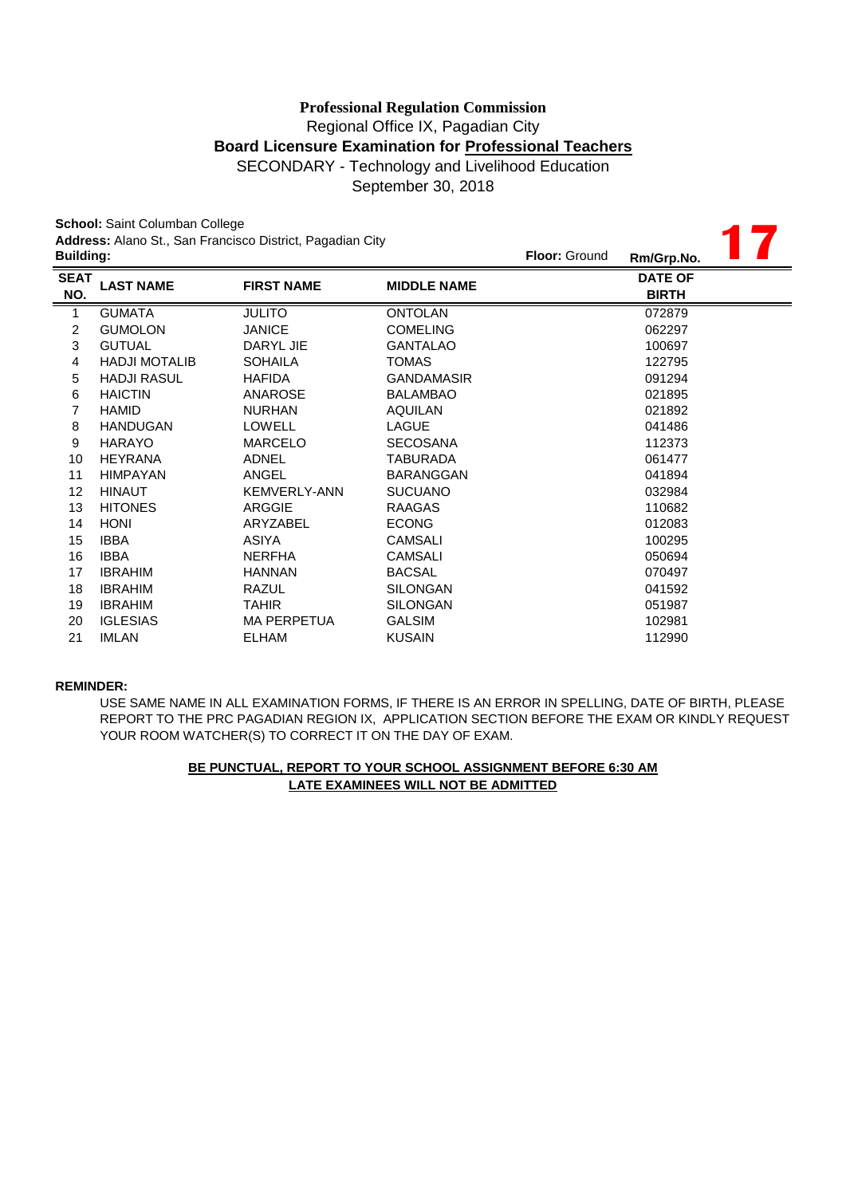**Professional Regulation Commission**
Regional Office IX, Pagadian City
**Board Licensure Examination for Professional Teachers**
SECONDARY - Technology and Livelihood Education
September 30, 2018

**School:** Saint Columban College
**Address:** Alano St., San Francisco District, Pagadian City
**Building:** **Floor:** Ground **Rm/Grp.No.** **17**

| SEAT NO. | LAST NAME | FIRST NAME | MIDDLE NAME | DATE OF BIRTH |
|---|---|---|---|---|
| 1 | GUMATA | JULITO | ONTOLAN | 072879 |
| 2 | GUMOLON | JANICE | COMELING | 062297 |
| 3 | GUTUAL | DARYL JIE | GANTALAO | 100697 |
| 4 | HADJI MOTALIB | SOHAILA | TOMAS | 122795 |
| 5 | HADJI RASUL | HAFIDA | GANDAMASIR | 091294 |
| 6 | HAICTIN | ANAROSE | BALAMBAO | 021895 |
| 7 | HAMID | NURHAN | AQUILAN | 021892 |
| 8 | HANDUGAN | LOWELL | LAGUE | 041486 |
| 9 | HARAYO | MARCELO | SECOSANA | 112373 |
| 10 | HEYRANA | ADNEL | TABURADA | 061477 |
| 11 | HIMPAYAN | ANGEL | BARANGGAN | 041894 |
| 12 | HINAUT | KEMVERLY-ANN | SUCUANO | 032984 |
| 13 | HITONES | ARGGIE | RAAGAS | 110682 |
| 14 | HONI | ARYZABEL | ECONG | 012083 |
| 15 | IBBA | ASIYA | CAMSALI | 100295 |
| 16 | IBBA | NERFHA | CAMSALI | 050694 |
| 17 | IBRAHIM | HANNAN | BACSAL | 070497 |
| 18 | IBRAHIM | RAZUL | SILONGAN | 041592 |
| 19 | IBRAHIM | TAHIR | SILONGAN | 051987 |
| 20 | IGLESIAS | MA PERPETUA | GALSIM | 102981 |
| 21 | IMLAN | ELHAM | KUSAIN | 112990 |

**REMINDER:**

USE SAME NAME IN ALL EXAMINATION FORMS, IF THERE IS AN ERROR IN SPELLING, DATE OF BIRTH, PLEASE REPORT TO THE PRC PAGADIAN REGION IX, APPLICATION SECTION BEFORE THE EXAM OR KINDLY REQUEST YOUR ROOM WATCHER(S) TO CORRECT IT ON THE DAY OF EXAM.

**BE PUNCTUAL, REPORT TO YOUR SCHOOL ASSIGNMENT BEFORE 6:30 AM**
**LATE EXAMINEES WILL NOT BE ADMITTED**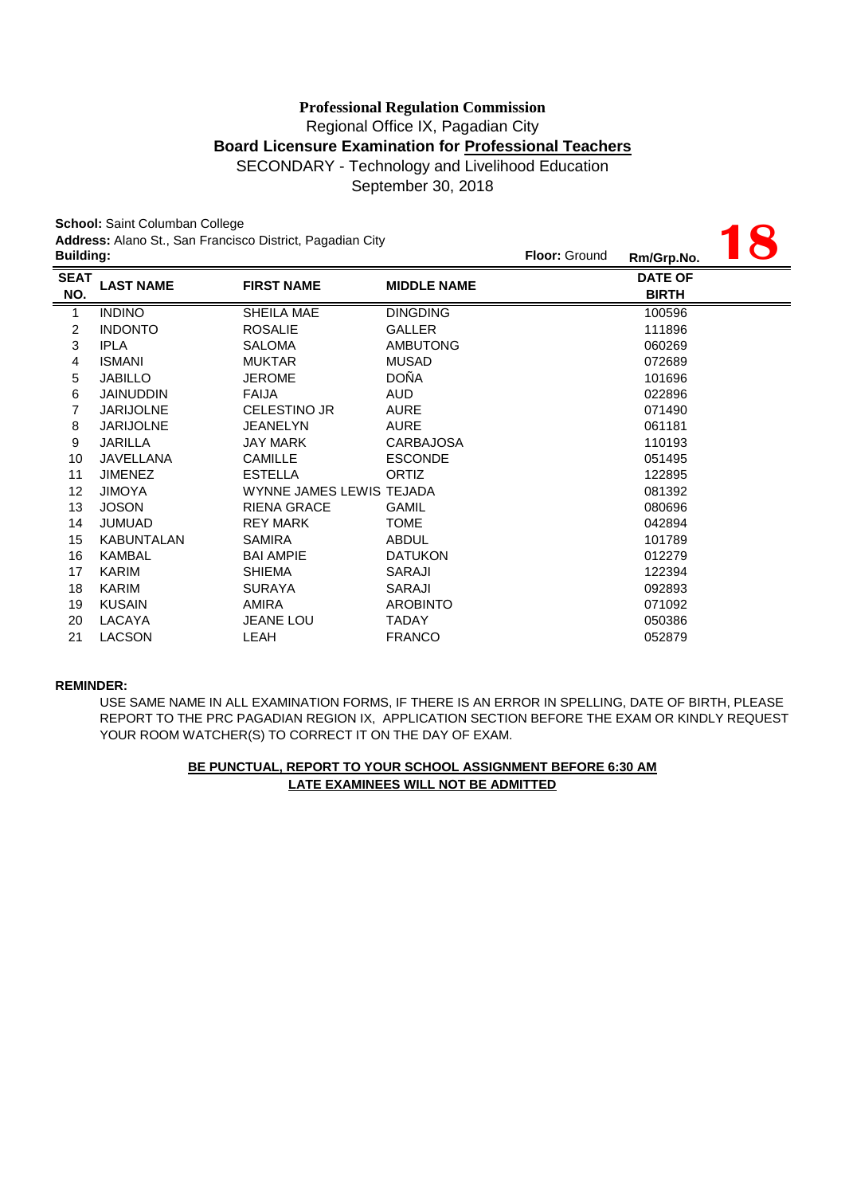**Professional Regulation Commission**
Regional Office IX, Pagadian City
**Board Licensure Examination for Professional Teachers**
SECONDARY - Technology and Livelihood Education
September 30, 2018

**School:** Saint Columban College
**Address:** Alano St., San Francisco District, Pagadian City
**Building:** **Floor:** Ground **Rm/Grp.No.** **18**

| SEAT NO. | LAST NAME | FIRST NAME | MIDDLE NAME | DATE OF BIRTH |
|---|---|---|---|---|
| 1 | INDINO | SHEILA MAE | DINGDING | 100596 |
| 2 | INDONTO | ROSALIE | GALLER | 111896 |
| 3 | IPLA | SALOMA | AMBUTONG | 060269 |
| 4 | ISMANI | MUKTAR | MUSAD | 072689 |
| 5 | JABILLO | JEROME | DOÑA | 101696 |
| 6 | JAINUDDIN | FAIJA | AUD | 022896 |
| 7 | JARIJOLNE | CELESTINO JR | AURE | 071490 |
| 8 | JARIJOLNE | JEANELYN | AURE | 061181 |
| 9 | JARILLA | JAY MARK | CARBAJOSA | 110193 |
| 10 | JAVELLANA | CAMILLE | ESCONDE | 051495 |
| 11 | JIMENEZ | ESTELLA | ORTIZ | 122895 |
| 12 | JIMOYA | WYNNE JAMES LEWIS | TEJADA | 081392 |
| 13 | JOSON | RIENA GRACE | GAMIL | 080696 |
| 14 | JUMUAD | REY MARK | TOME | 042894 |
| 15 | KABUNTALAN | SAMIRA | ABDUL | 101789 |
| 16 | KAMBAL | BAI AMPIE | DATUKON | 012279 |
| 17 | KARIM | SHIEMA | SARAJI | 122394 |
| 18 | KARIM | SURAYA | SARAJI | 092893 |
| 19 | KUSAIN | AMIRA | AROBINTO | 071092 |
| 20 | LACAYA | JEANE LOU | TADAY | 050386 |
| 21 | LACSON | LEAH | FRANCO | 052879 |

**REMINDER:**

USE SAME NAME IN ALL EXAMINATION FORMS, IF THERE IS AN ERROR IN SPELLING, DATE OF BIRTH, PLEASE REPORT TO THE PRC PAGADIAN REGION IX, APPLICATION SECTION BEFORE THE EXAM OR KINDLY REQUEST YOUR ROOM WATCHER(S) TO CORRECT IT ON THE DAY OF EXAM.

**BE PUNCTUAL, REPORT TO YOUR SCHOOL ASSIGNMENT BEFORE 6:30 AM**
**LATE EXAMINEES WILL NOT BE ADMITTED**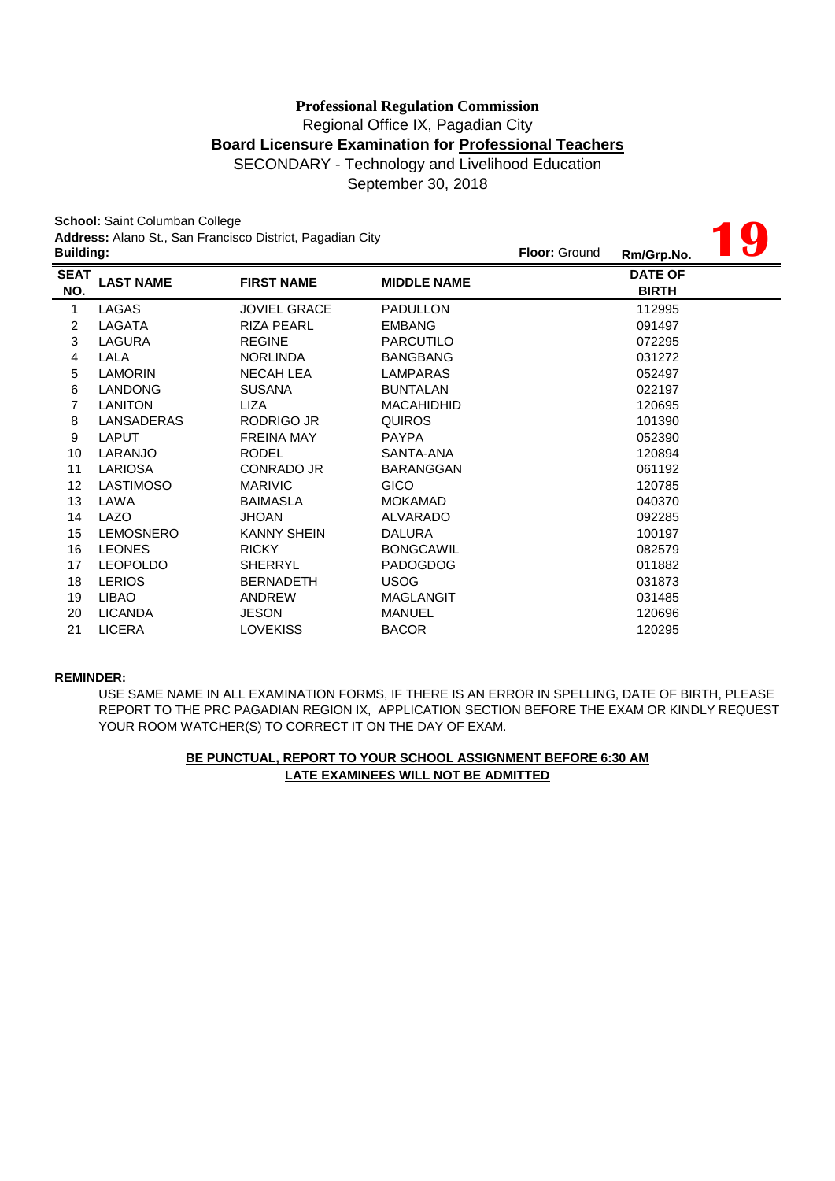**Professional Regulation Commission**
Regional Office IX, Pagadian City
**Board Licensure Examination for Professional Teachers**
SECONDARY - Technology and Livelihood Education
September 30, 2018

**School:** Saint Columban College
**Address:** Alano St., San Francisco District, Pagadian City
**Building:** **Floor:** Ground **Rm/Grp.No.** **19**

| SEAT NO. | LAST NAME | FIRST NAME | MIDDLE NAME | DATE OF BIRTH |
|---|---|---|---|---|
| 1 | LAGAS | JOVIEL GRACE | PADULLON | 112995 |
| 2 | LAGATA | RIZA PEARL | EMBANG | 091497 |
| 3 | LAGURA | REGINE | PARCUTILO | 072295 |
| 4 | LALA | NORLINDA | BANGBANG | 031272 |
| 5 | LAMORIN | NECAH LEA | LAMPARAS | 052497 |
| 6 | LANDONG | SUSANA | BUNTALAN | 022197 |
| 7 | LANITON | LIZA | MACAHIDHID | 120695 |
| 8 | LANSADERAS | RODRIGO JR | QUIROS | 101390 |
| 9 | LAPUT | FREINA MAY | PAYPA | 052390 |
| 10 | LARANJO | RODEL | SANTA-ANA | 120894 |
| 11 | LARIOSA | CONRADO JR | BARANGGAN | 061192 |
| 12 | LASTIMOSO | MARIVIC | GICO | 120785 |
| 13 | LAWA | BAIMASLA | MOKAMAD | 040370 |
| 14 | LAZO | JHOAN | ALVARADO | 092285 |
| 15 | LEMOSNERO | KANNY SHEIN | DALURA | 100197 |
| 16 | LEONES | RICKY | BONGCAWIL | 082579 |
| 17 | LEOPOLDO | SHERRYL | PADOGDOG | 011882 |
| 18 | LERIOS | BERNADETH | USOG | 031873 |
| 19 | LIBAO | ANDREW | MAGLANGIT | 031485 |
| 20 | LICANDA | JESON | MANUEL | 120696 |
| 21 | LICERA | LOVEKISS | BACOR | 120295 |

**REMINDER:**

USE SAME NAME IN ALL EXAMINATION FORMS, IF THERE IS AN ERROR IN SPELLING, DATE OF BIRTH, PLEASE REPORT TO THE PRC PAGADIAN REGION IX, APPLICATION SECTION BEFORE THE EXAM OR KINDLY REQUEST YOUR ROOM WATCHER(S) TO CORRECT IT ON THE DAY OF EXAM.

**BE PUNCTUAL, REPORT TO YOUR SCHOOL ASSIGNMENT BEFORE 6:30 AM**
**LATE EXAMINEES WILL NOT BE ADMITTED**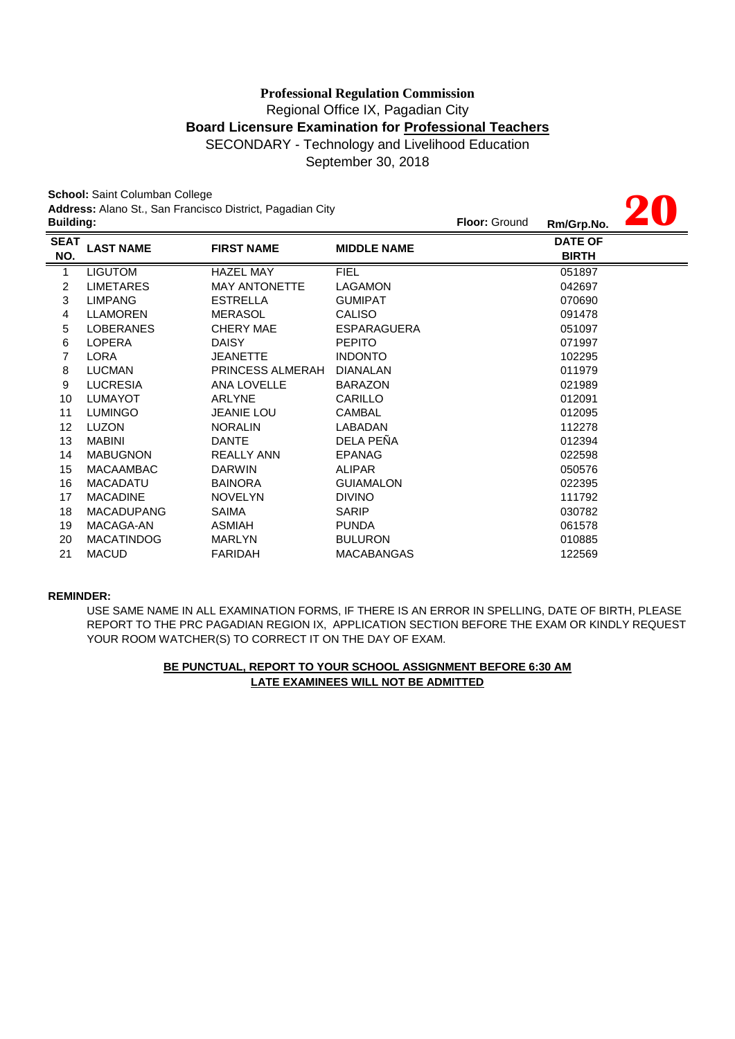**Professional Regulation Commission**
Regional Office IX, Pagadian City
**Board Licensure Examination for Professional Teachers**
SECONDARY - Technology and Livelihood Education
September 30, 2018

**School:** Saint Columban College
**Address:** Alano St., San Francisco District, Pagadian City
**Building:** **Floor:** Ground **Rm/Grp.No.** **20**

| SEAT NO. | LAST NAME | FIRST NAME | MIDDLE NAME | DATE OF BIRTH |
|---|---|---|---|---|
| 1 | LIGUTOM | HAZEL MAY | FIEL | 051897 |
| 2 | LIMETARES | MAY ANTONETTE | LAGAMON | 042697 |
| 3 | LIMPANG | ESTRELLA | GUMIPAT | 070690 |
| 4 | LLAMOREN | MERASOL | CALISO | 091478 |
| 5 | LOBERANES | CHERY MAE | ESPARAGUERA | 051097 |
| 6 | LOPERA | DAISY | PEPITO | 071997 |
| 7 | LORA | JEANETTE | INDONTO | 102295 |
| 8 | LUCMAN | PRINCESS ALMERAH | DIANALAN | 011979 |
| 9 | LUCRESIA | ANA LOVELLE | BARAZON | 021989 |
| 10 | LUMAYOT | ARLYNE | CARILLO | 012091 |
| 11 | LUMINGO | JEANIE LOU | CAMBAL | 012095 |
| 12 | LUZON | NORALIN | LABADAN | 112278 |
| 13 | MABINI | DANTE | DELA PEÑA | 012394 |
| 14 | MABUGNON | REALLY ANN | EPANAG | 022598 |
| 15 | MACAAMBAC | DARWIN | ALIPAR | 050576 |
| 16 | MACADATU | BAINORA | GUIAMALON | 022395 |
| 17 | MACADINE | NOVELYN | DIVINO | 111792 |
| 18 | MACADUPANG | SAIMA | SARIP | 030782 |
| 19 | MACAGA-AN | ASMIAH | PUNDA | 061578 |
| 20 | MACATINDOG | MARLYN | BULURON | 010885 |
| 21 | MACUD | FARIDAH | MACABANGAS | 122569 |

**REMINDER:**

USE SAME NAME IN ALL EXAMINATION FORMS, IF THERE IS AN ERROR IN SPELLING, DATE OF BIRTH, PLEASE REPORT TO THE PRC PAGADIAN REGION IX, APPLICATION SECTION BEFORE THE EXAM OR KINDLY REQUEST YOUR ROOM WATCHER(S) TO CORRECT IT ON THE DAY OF EXAM.

**BE PUNCTUAL, REPORT TO YOUR SCHOOL ASSIGNMENT BEFORE 6:30 AM**
**LATE EXAMINEES WILL NOT BE ADMITTED**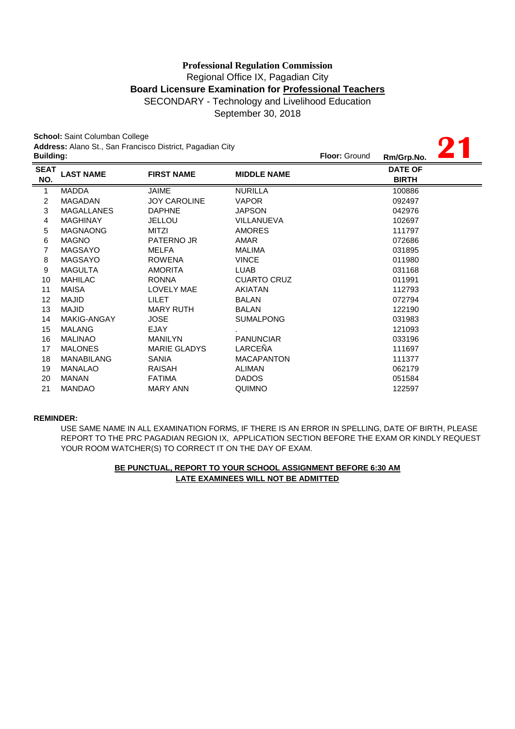**Professional Regulation Commission**
Regional Office IX, Pagadian City
**Board Licensure Examination for Professional Teachers**
SECONDARY - Technology and Livelihood Education
September 30, 2018

**School:** Saint Columban College
**Address:** Alano St., San Francisco District, Pagadian City
**Building:** **Floor:** Ground **Rm/Grp.No.** **21**

| SEAT NO. | LAST NAME | FIRST NAME | MIDDLE NAME | DATE OF BIRTH |
|---|---|---|---|---|
| 1 | MADDA | JAIME | NURILLA | 100886 |
| 2 | MAGADAN | JOY CAROLINE | VAPOR | 092497 |
| 3 | MAGALLANES | DAPHNE | JAPSON | 042976 |
| 4 | MAGHINAY | JELLOU | VILLANUEVA | 102697 |
| 5 | MAGNAONG | MITZI | AMORES | 111797 |
| 6 | MAGNO | PATERNO JR | AMAR | 072686 |
| 7 | MAGSAYO | MELFA | MALIMA | 031895 |
| 8 | MAGSAYO | ROWENA | VINCE | 011980 |
| 9 | MAGULTA | AMORITA | LUAB | 031168 |
| 10 | MAHILAC | RONNA | CUARTO CRUZ | 011991 |
| 11 | MAISA | LOVELY MAE | AKIATAN | 112793 |
| 12 | MAJID | LILET | BALAN | 072794 |
| 13 | MAJID | MARY RUTH | BALAN | 122190 |
| 14 | MAKIG-ANGAY | JOSE | SUMALPONG | 031983 |
| 15 | MALANG | EJAY | . | 121093 |
| 16 | MALINAO | MANILYN | PANUNCIAR | 033196 |
| 17 | MALONES | MARIE GLADYS | LARCEÑA | 111697 |
| 18 | MANABILANG | SANIA | MACAPANTON | 111377 |
| 19 | MANALAO | RAISAH | ALIMAN | 062179 |
| 20 | MANAN | FATIMA | DADOS | 051584 |
| 21 | MANDAO | MARY ANN | QUIMNO | 122597 |

**REMINDER:**

USE SAME NAME IN ALL EXAMINATION FORMS, IF THERE IS AN ERROR IN SPELLING, DATE OF BIRTH, PLEASE REPORT TO THE PRC PAGADIAN REGION IX, APPLICATION SECTION BEFORE THE EXAM OR KINDLY REQUEST YOUR ROOM WATCHER(S) TO CORRECT IT ON THE DAY OF EXAM.

**BE PUNCTUAL, REPORT TO YOUR SCHOOL ASSIGNMENT BEFORE 6:30 AM**
**LATE EXAMINEES WILL NOT BE ADMITTED**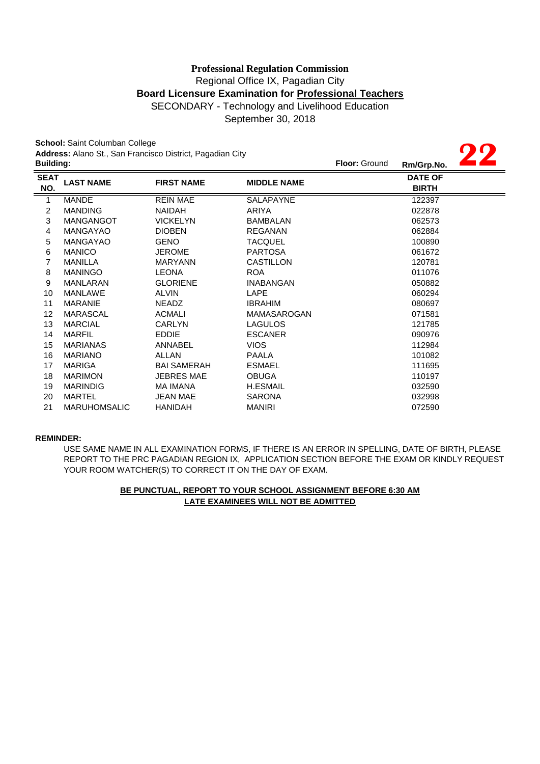**Professional Regulation Commission**

Regional Office IX, Pagadian City

**Board Licensure Examination for Professional Teachers**

SECONDARY - Technology and Livelihood Education

September 30, 2018

**School:** Saint Columban College

**Address:** Alano St., San Francisco District, Pagadian City

**Building:** **Floor:** Ground **Rm/Grp.No.** **22**

| SEAT NO. | LAST NAME | FIRST NAME | MIDDLE NAME | DATE OF BIRTH |
|---|---|---|---|---|
| 1 | MANDE | REIN MAE | SALAPAYNE | 122397 |
| 2 | MANDING | NAIDAH | ARIYA | 022878 |
| 3 | MANGANGOT | VICKELYN | BAMBALAN | 062573 |
| 4 | MANGAYAO | DIOBEN | REGANAN | 062884 |
| 5 | MANGAYAO | GENO | TACQUEL | 100890 |
| 6 | MANICO | JEROME | PARTOSA | 061672 |
| 7 | MANILLA | MARYANN | CASTILLON | 120781 |
| 8 | MANINGO | LEONA | ROA | 011076 |
| 9 | MANLARAN | GLORIENE | INABANGAN | 050882 |
| 10 | MANLAWE | ALVIN | LAPE | 060294 |
| 11 | MARANIE | NEADZ | IBRAHIM | 080697 |
| 12 | MARASCAL | ACMALI | MAMASAROGAN | 071581 |
| 13 | MARCIAL | CARLYN | LAGULOS | 121785 |
| 14 | MARFIL | EDDIE | ESCANER | 090976 |
| 15 | MARIANAS | ANNABEL | VIOS | 112984 |
| 16 | MARIANO | ALLAN | PAALA | 101082 |
| 17 | MARIGA | BAI SAMERAH | ESMAEL | 111695 |
| 18 | MARIMON | JEBRES MAE | OBUGA | 110197 |
| 19 | MARINDIG | MA IMANA | H.ESMAIL | 032590 |
| 20 | MARTEL | JEAN MAE | SARONA | 032998 |
| 21 | MARUHOMSALIC | HANIDAH | MANIRI | 072590 |

**REMINDER:**

USE SAME NAME IN ALL EXAMINATION FORMS, IF THERE IS AN ERROR IN SPELLING, DATE OF BIRTH, PLEASE REPORT TO THE PRC PAGADIAN REGION IX, APPLICATION SECTION BEFORE THE EXAM OR KINDLY REQUEST YOUR ROOM WATCHER(S) TO CORRECT IT ON THE DAY OF EXAM.

**BE PUNCTUAL, REPORT TO YOUR SCHOOL ASSIGNMENT BEFORE 6:30 AM**

**LATE EXAMINEES WILL NOT BE ADMITTED**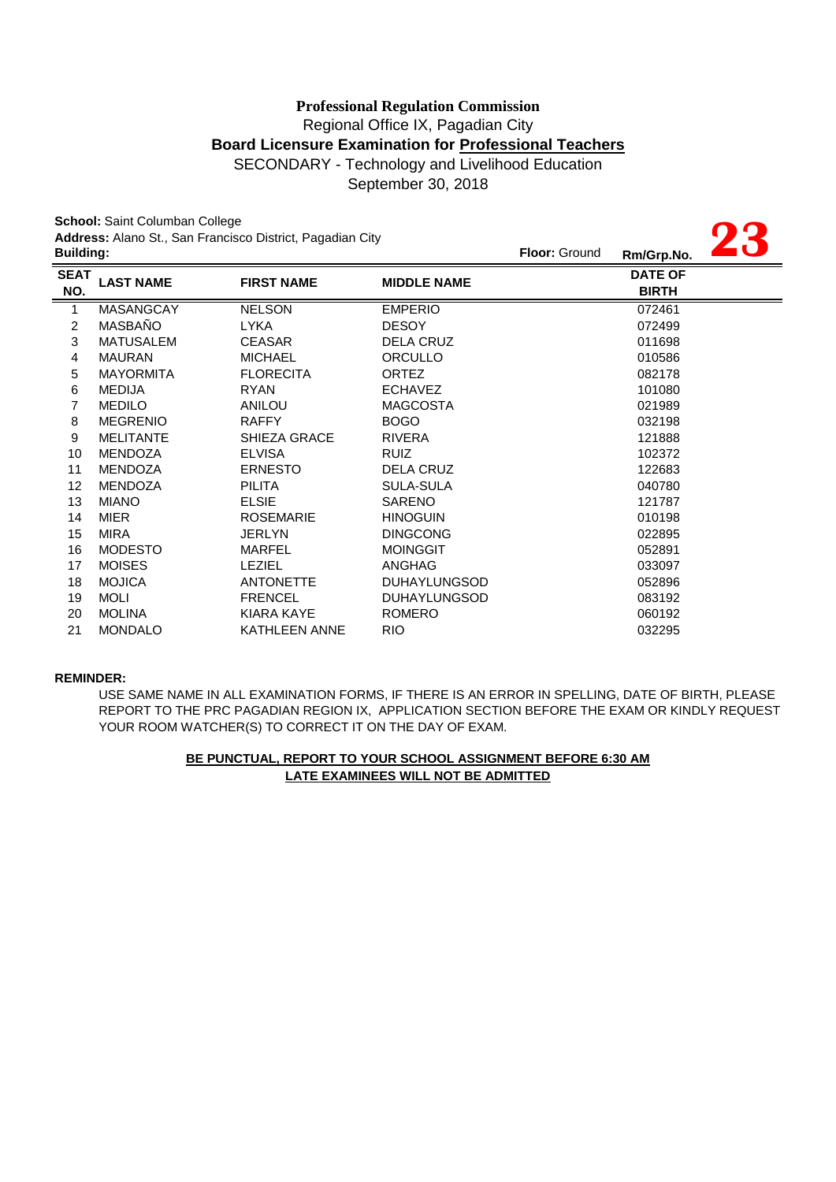**Professional Regulation Commission**
Regional Office IX, Pagadian City
**Board Licensure Examination for Professional Teachers**
SECONDARY - Technology and Livelihood Education
September 30, 2018

**School:** Saint Columban College
**Address:** Alano St., San Francisco District, Pagadian City
**Building:**
**Floor:** Ground
**Rm/Grp.No.** **23**

| SEAT NO. | LAST NAME | FIRST NAME | MIDDLE NAME | DATE OF BIRTH |
|---|---|---|---|---|
| 1 | MASANGCAY | NELSON | EMPERIO | 072461 |
| 2 | MASBAÑO | LYKA | DESOY | 072499 |
| 3 | MATUSALEM | CEASAR | DELA CRUZ | 011698 |
| 4 | MAURAN | MICHAEL | ORCULLO | 010586 |
| 5 | MAYORMITA | FLORECITA | ORTEZ | 082178 |
| 6 | MEDIJA | RYAN | ECHAVEZ | 101080 |
| 7 | MEDILO | ANILOU | MAGCOSTA | 021989 |
| 8 | MEGRENIO | RAFFY | BOGO | 032198 |
| 9 | MELITANTE | SHIEZA GRACE | RIVERA | 121888 |
| 10 | MENDOZA | ELVISA | RUIZ | 102372 |
| 11 | MENDOZA | ERNESTO | DELA CRUZ | 122683 |
| 12 | MENDOZA | PILITA | SULA-SULA | 040780 |
| 13 | MIANO | ELSIE | SARENO | 121787 |
| 14 | MIER | ROSEMARIE | HINOGUIN | 010198 |
| 15 | MIRA | JERLYN | DINGCONG | 022895 |
| 16 | MODESTO | MARFEL | MOINGGIT | 052891 |
| 17 | MOISES | LEZIEL | ANGHAG | 033097 |
| 18 | MOJICA | ANTONETTE | DUHAYLUNGSOD | 052896 |
| 19 | MOLI | FRENCEL | DUHAYLUNGSOD | 083192 |
| 20 | MOLINA | KIARA KAYE | ROMERO | 060192 |
| 21 | MONDALO | KATHLEEN ANNE | RIO | 032295 |

**REMINDER:**

USE SAME NAME IN ALL EXAMINATION FORMS, IF THERE IS AN ERROR IN SPELLING, DATE OF BIRTH, PLEASE REPORT TO THE PRC PAGADIAN REGION IX, APPLICATION SECTION BEFORE THE EXAM OR KINDLY REQUEST YOUR ROOM WATCHER(S) TO CORRECT IT ON THE DAY OF EXAM.

**BE PUNCTUAL, REPORT TO YOUR SCHOOL ASSIGNMENT BEFORE 6:30 AM**
**LATE EXAMINEES WILL NOT BE ADMITTED**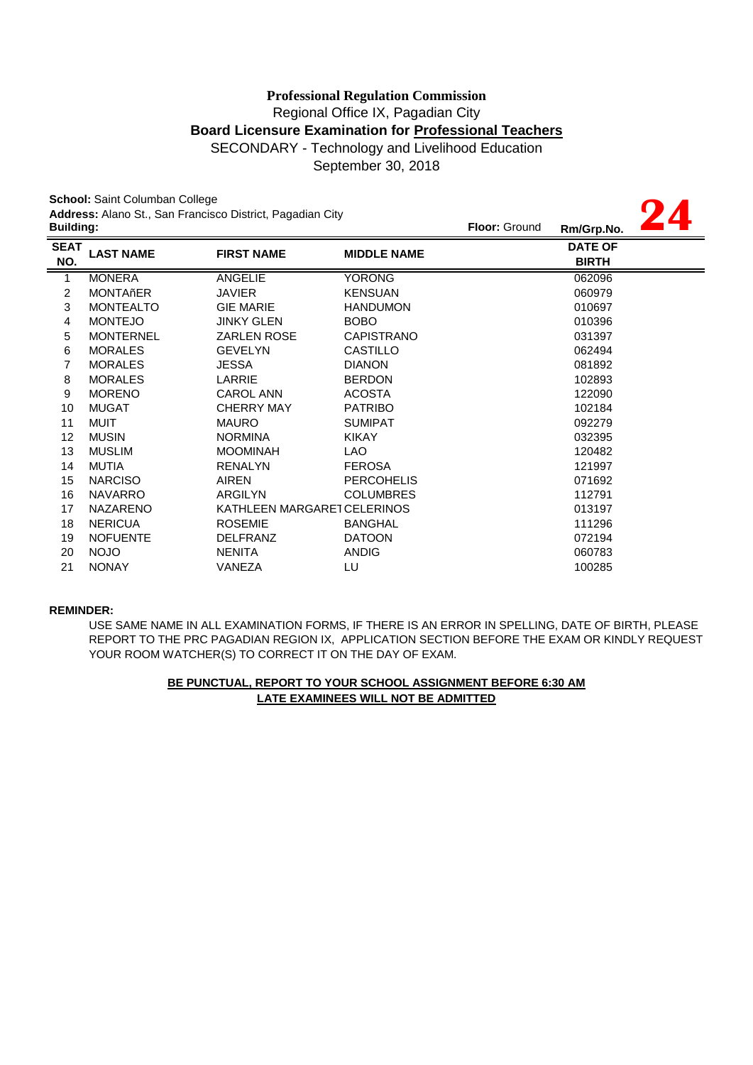**Professional Regulation Commission**
Regional Office IX, Pagadian City
**Board Licensure Examination for Professional Teachers**
SECONDARY - Technology and Livelihood Education
September 30, 2018

**School:** Saint Columban College
**Address:** Alano St., San Francisco District, Pagadian City
**Building:** **Floor:** Ground **Rm/Grp.No.** **24**

| SEAT NO. | LAST NAME | FIRST NAME | MIDDLE NAME | DATE OF BIRTH |
|---|---|---|---|---|
| 1 | MONERA | ANGELIE | YORONG | 062096 |
| 2 | MONTAñER | JAVIER | KENSUAN | 060979 |
| 3 | MONTEALTO | GIE MARIE | HANDUMON | 010697 |
| 4 | MONTEJO | JINKY GLEN | BOBO | 010396 |
| 5 | MONTERNEL | ZARLEN ROSE | CAPISTRANO | 031397 |
| 6 | MORALES | GEVELYN | CASTILLO | 062494 |
| 7 | MORALES | JESSA | DIANON | 081892 |
| 8 | MORALES | LARRIE | BERDON | 102893 |
| 9 | MORENO | CAROL ANN | ACOSTA | 122090 |
| 10 | MUGAT | CHERRY MAY | PATRIBO | 102184 |
| 11 | MUIT | MAURO | SUMIPAT | 092279 |
| 12 | MUSIN | NORMINA | KIKAY | 032395 |
| 13 | MUSLIM | MOOMINAH | LAO | 120482 |
| 14 | MUTIA | RENALYN | FEROSA | 121997 |
| 15 | NARCISO | AIREN | PERCOHELIS | 071692 |
| 16 | NAVARRO | ARGILYN | COLUMBRES | 112791 |
| 17 | NAZARENO | KATHLEEN MARGARET | CELERINOS | 013197 |
| 18 | NERICUA | ROSEMIE | BANGHAL | 111296 |
| 19 | NOFUENTE | DELFRANZ | DATOON | 072194 |
| 20 | NOJO | NENITA | ANDIG | 060783 |
| 21 | NONAY | VANEZA | LU | 100285 |

**REMINDER:**

USE SAME NAME IN ALL EXAMINATION FORMS, IF THERE IS AN ERROR IN SPELLING, DATE OF BIRTH, PLEASE REPORT TO THE PRC PAGADIAN REGION IX, APPLICATION SECTION BEFORE THE EXAM OR KINDLY REQUEST YOUR ROOM WATCHER(S) TO CORRECT IT ON THE DAY OF EXAM.

**BE PUNCTUAL, REPORT TO YOUR SCHOOL ASSIGNMENT BEFORE 6:30 AM**
**LATE EXAMINEES WILL NOT BE ADMITTED**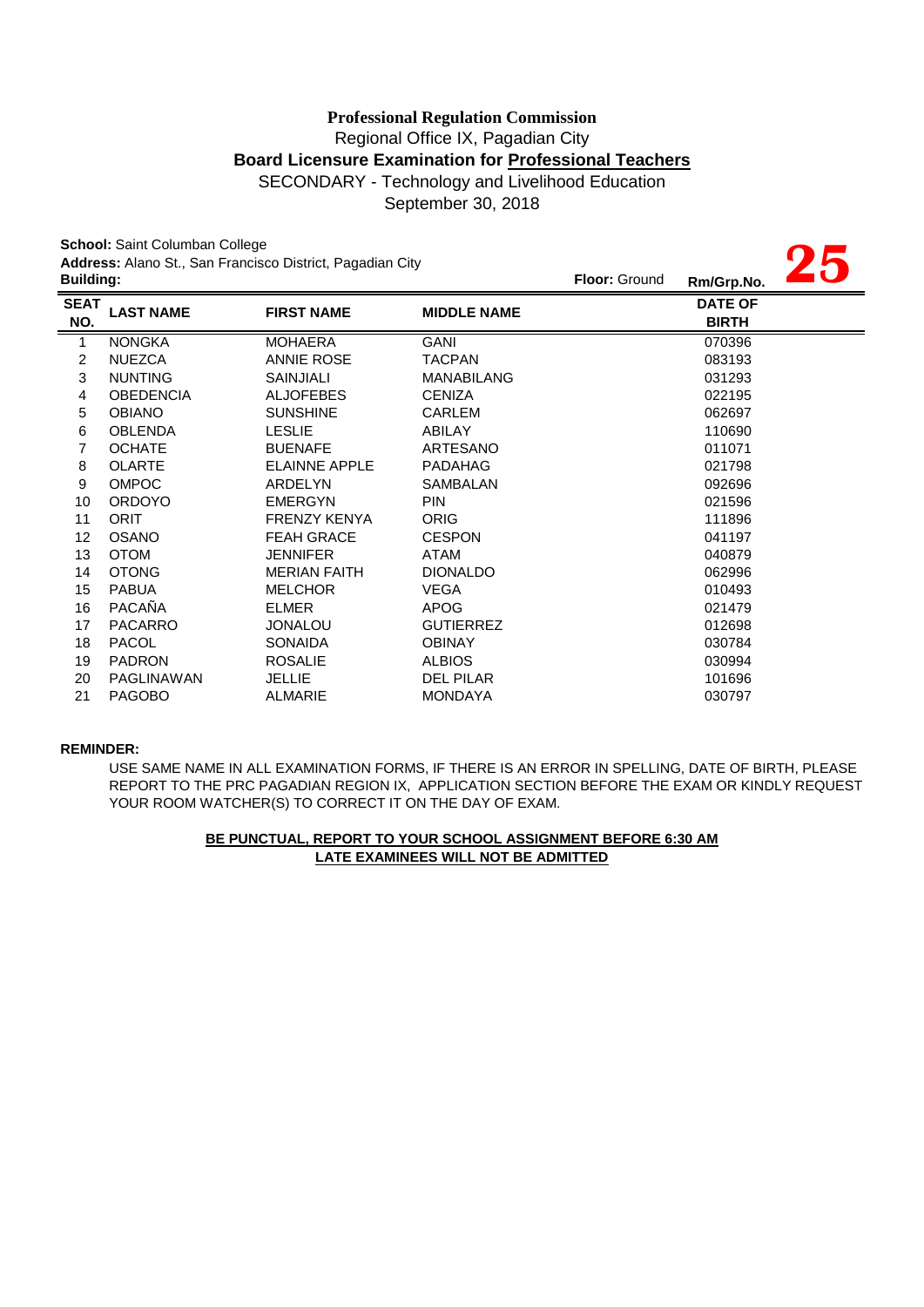**Professional Regulation Commission**
Regional Office IX, Pagadian City
**Board Licensure Examination for Professional Teachers**
SECONDARY - Technology and Livelihood Education
September 30, 2018

**School:** Saint Columban College
**Address:** Alano St., San Francisco District, Pagadian City
**Building:** **Floor:** Ground **Rm/Grp.No.** **25**

| SEAT NO. | LAST NAME | FIRST NAME | MIDDLE NAME | DATE OF BIRTH |
|---|---|---|---|---|
| 1 | NONGKA | MOHAERA | GANI | 070396 |
| 2 | NUEZCA | ANNIE ROSE | TACPAN | 083193 |
| 3 | NUNTING | SAINJIALI | MANABILANG | 031293 |
| 4 | OBEDENCIA | ALJOFEBES | CENIZA | 022195 |
| 5 | OBIANO | SUNSHINE | CARLEM | 062697 |
| 6 | OBLENDA | LESLIE | ABILAY | 110690 |
| 7 | OCHATE | BUENAFE | ARTESANO | 011071 |
| 8 | OLARTE | ELAINNE APPLE | PADAHAG | 021798 |
| 9 | OMPOC | ARDELYN | SAMBALAN | 092696 |
| 10 | ORDOYO | EMERGYN | PIN | 021596 |
| 11 | ORIT | FRENZY KENYA | ORIG | 111896 |
| 12 | OSANO | FEAH GRACE | CESPON | 041197 |
| 13 | OTOM | JENNIFER | ATAM | 040879 |
| 14 | OTONG | MERIAN FAITH | DIONALDO | 062996 |
| 15 | PABUA | MELCHOR | VEGA | 010493 |
| 16 | PACAÑA | ELMER | APOG | 021479 |
| 17 | PACARRO | JONALOU | GUTIERREZ | 012698 |
| 18 | PACOL | SONAIDA | OBINAY | 030784 |
| 19 | PADRON | ROSALIE | ALBIOS | 030994 |
| 20 | PAGLINAWAN | JELLIE | DEL PILAR | 101696 |
| 21 | PAGOBO | ALMARIE | MONDAYA | 030797 |

**REMINDER:**

USE SAME NAME IN ALL EXAMINATION FORMS, IF THERE IS AN ERROR IN SPELLING, DATE OF BIRTH, PLEASE REPORT TO THE PRC PAGADIAN REGION IX, APPLICATION SECTION BEFORE THE EXAM OR KINDLY REQUEST YOUR ROOM WATCHER(S) TO CORRECT IT ON THE DAY OF EXAM.

**BE PUNCTUAL, REPORT TO YOUR SCHOOL ASSIGNMENT BEFORE 6:30 AM**
**LATE EXAMINEES WILL NOT BE ADMITTED**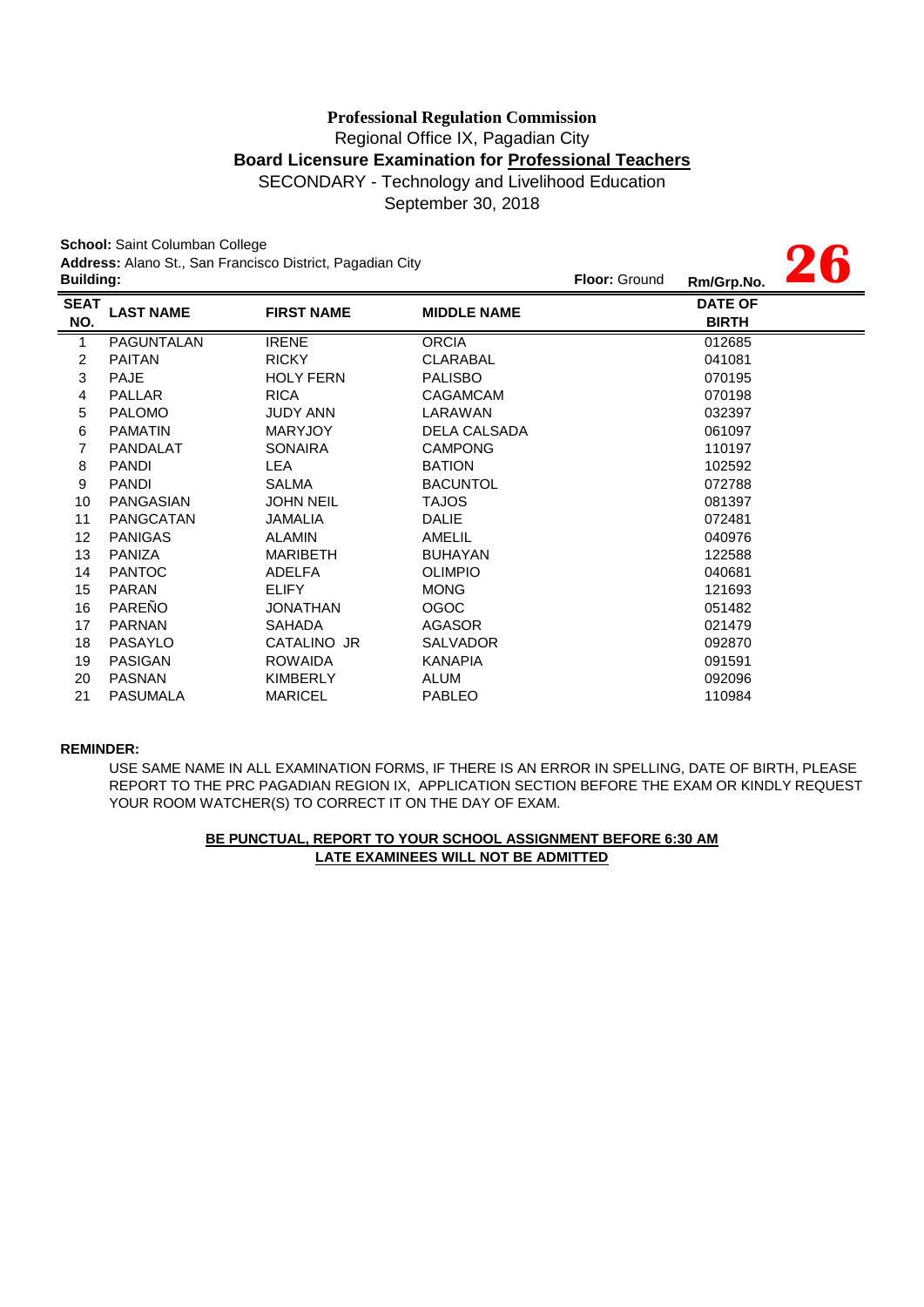**Professional Regulation Commission**

Regional Office IX, Pagadian City

**Board Licensure Examination for Professional Teachers**

SECONDARY - Technology and Livelihood Education

September 30, 2018

**School:** Saint Columban College

**Address:** Alano St., San Francisco District, Pagadian City

**Building:**

**Floor:** Ground

**Rm/Grp.No.** **26**

| SEAT NO. | LAST NAME | FIRST NAME | MIDDLE NAME | DATE OF BIRTH |
|---|---|---|---|---|
| 1 | PAGUNTALAN | IRENE | ORCIA | 012685 |
| 2 | PAITAN | RICKY | CLARABAL | 041081 |
| 3 | PAJE | HOLY FERN | PALISBO | 070195 |
| 4 | PALLAR | RICA | CAGAMCAM | 070198 |
| 5 | PALOMO | JUDY ANN | LARAWAN | 032397 |
| 6 | PAMATIN | MARYJOY | DELA CALSADA | 061097 |
| 7 | PANDALAT | SONAIRA | CAMPONG | 110197 |
| 8 | PANDI | LEA | BATION | 102592 |
| 9 | PANDI | SALMA | BACUNTOL | 072788 |
| 10 | PANGASIAN | JOHN NEIL | TAJOS | 081397 |
| 11 | PANGCATAN | JAMALIA | DALIE | 072481 |
| 12 | PANIGAS | ALAMIN | AMELIL | 040976 |
| 13 | PANIZA | MARIBETH | BUHAYAN | 122588 |
| 14 | PANTOC | ADELFA | OLIMPIO | 040681 |
| 15 | PARAN | ELIFY | MONG | 121693 |
| 16 | PAREÑO | JONATHAN | OGOC | 051482 |
| 17 | PARNAN | SAHADA | AGASOR | 021479 |
| 18 | PASAYLO | CATALINO JR | SALVADOR | 092870 |
| 19 | PASIGAN | ROWAIDA | KANAPIA | 091591 |
| 20 | PASNAN | KIMBERLY | ALUM | 092096 |
| 21 | PASUMALA | MARICEL | PABLEO | 110984 |

**REMINDER:**

USE SAME NAME IN ALL EXAMINATION FORMS, IF THERE IS AN ERROR IN SPELLING, DATE OF BIRTH, PLEASE REPORT TO THE PRC PAGADIAN REGION IX, APPLICATION SECTION BEFORE THE EXAM OR KINDLY REQUEST YOUR ROOM WATCHER(S) TO CORRECT IT ON THE DAY OF EXAM.

**BE PUNCTUAL, REPORT TO YOUR SCHOOL ASSIGNMENT BEFORE 6:30 AM**

**LATE EXAMINEES WILL NOT BE ADMITTED**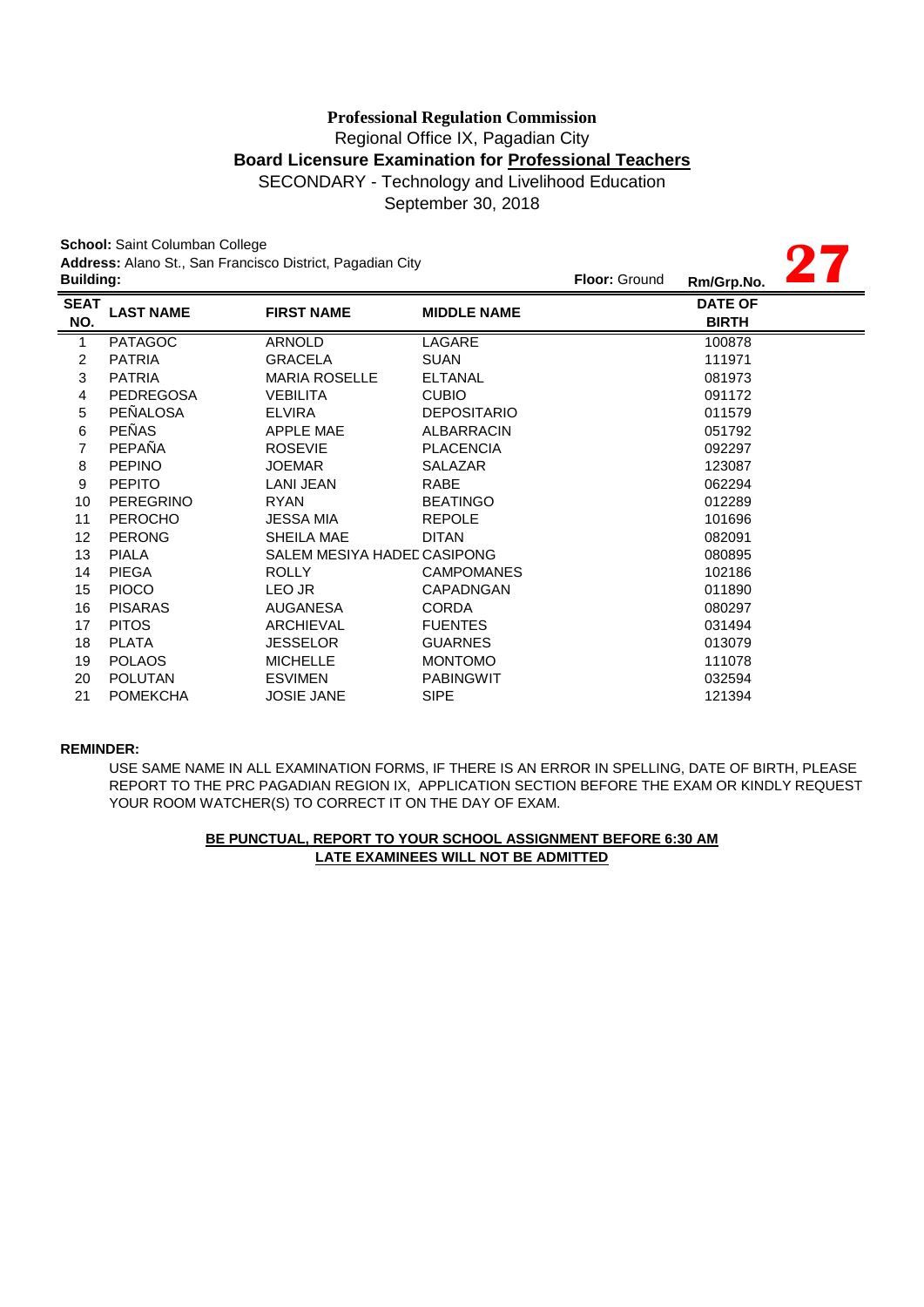**Professional Regulation Commission**

Regional Office IX, Pagadian City

**Board Licensure Examination for Professional Teachers**

SECONDARY - Technology and Livelihood Education

September 30, 2018

**School:** Saint Columban College

**Address:** Alano St., San Francisco District, Pagadian City

**Building:** **Floor:** Ground **Rm/Grp.No.** **27**

| SEAT NO. | LAST NAME | FIRST NAME | MIDDLE NAME | DATE OF BIRTH |
|---|---|---|---|---|
| 1 | PATAGOC | ARNOLD | LAGARE | 100878 |
| 2 | PATRIA | GRACELA | SUAN | 111971 |
| 3 | PATRIA | MARIA ROSELLE | ELTANAL | 081973 |
| 4 | PEDREGOSA | VEBILITA | CUBIO | 091172 |
| 5 | PEÑALOSA | ELVIRA | DEPOSITARIO | 011579 |
| 6 | PEÑAS | APPLE MAE | ALBARRACIN | 051792 |
| 7 | PEPAÑA | ROSEVIE | PLACENCIA | 092297 |
| 8 | PEPINO | JOEMAR | SALAZAR | 123087 |
| 9 | PEPITO | LANI JEAN | RABE | 062294 |
| 10 | PEREGRINO | RYAN | BEATINGO | 012289 |
| 11 | PEROCHO | JESSA MIA | REPOLE | 101696 |
| 12 | PERONG | SHEILA MAE | DITAN | 082091 |
| 13 | PIALA | SALEM MESIYA HADEL | CASIPONG | 080895 |
| 14 | PIEGA | ROLLY | CAMPOMANES | 102186 |
| 15 | PIOCO | LEO JR | CAPADNGAN | 011890 |
| 16 | PISARAS | AUGANESA | CORDA | 080297 |
| 17 | PITOS | ARCHIEVAL | FUENTES | 031494 |
| 18 | PLATA | JESSELOR | GUARNES | 013079 |
| 19 | POLAOS | MICHELLE | MONTOMO | 111078 |
| 20 | POLUTAN | ESVIMEN | PABINGWIT | 032594 |
| 21 | POMEKCHA | JOSIE JANE | SIPE | 121394 |

**REMINDER:**

USE SAME NAME IN ALL EXAMINATION FORMS, IF THERE IS AN ERROR IN SPELLING, DATE OF BIRTH, PLEASE REPORT TO THE PRC PAGADIAN REGION IX, APPLICATION SECTION BEFORE THE EXAM OR KINDLY REQUEST YOUR ROOM WATCHER(S) TO CORRECT IT ON THE DAY OF EXAM.

**BE PUNCTUAL, REPORT TO YOUR SCHOOL ASSIGNMENT BEFORE 6:30 AM**

**LATE EXAMINEES WILL NOT BE ADMITTED**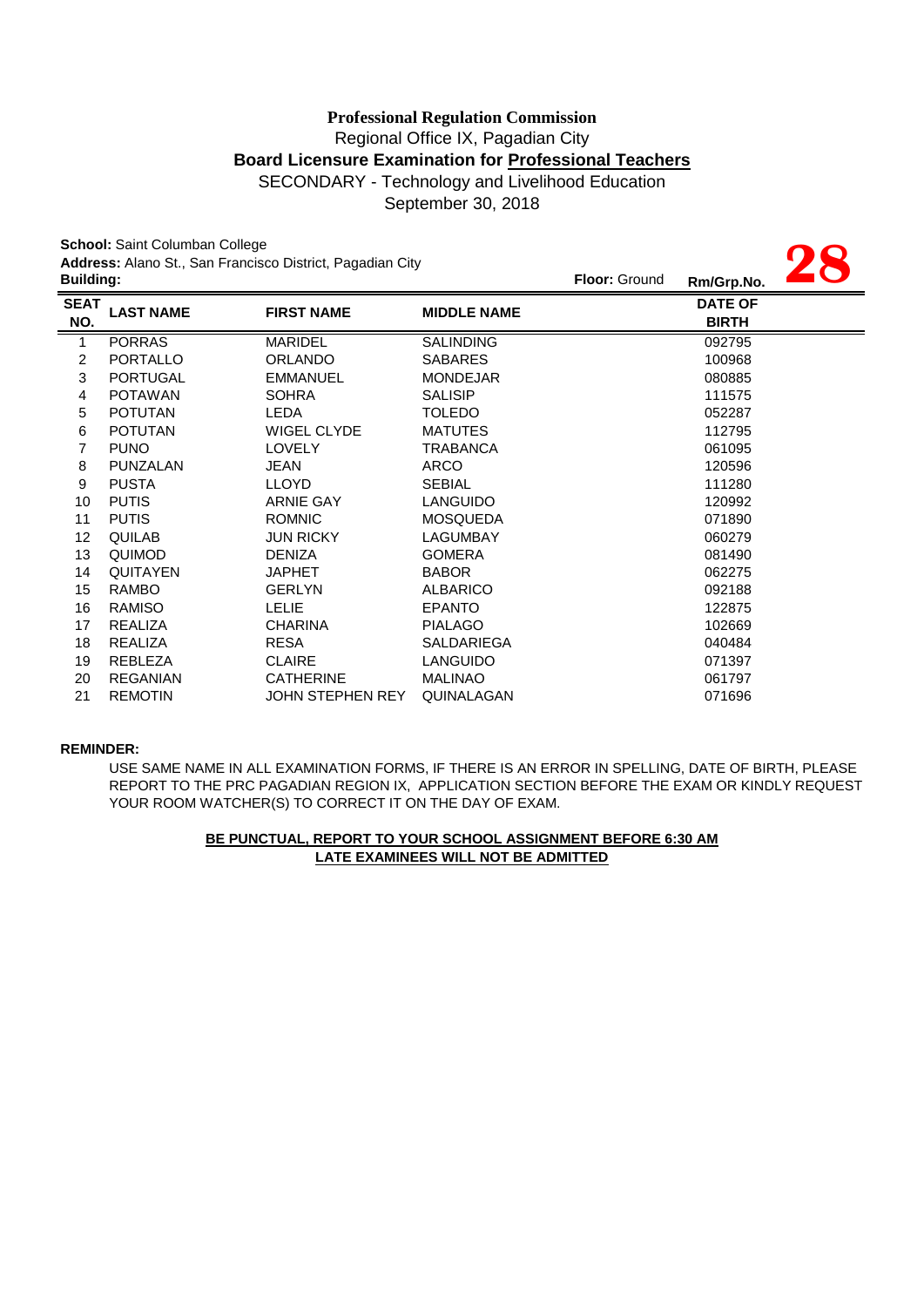**Professional Regulation Commission**
Regional Office IX, Pagadian City
**Board Licensure Examination for Professional Teachers**
SECONDARY - Technology and Livelihood Education
September 30, 2018

**School:** Saint Columban College
**Address:** Alano St., San Francisco District, Pagadian City
**Building:** **Floor:** Ground **Rm/Grp.No.** **28**

| SEAT NO. | LAST NAME | FIRST NAME | MIDDLE NAME | DATE OF BIRTH |
|---|---|---|---|---|
| 1 | PORRAS | MARIDEL | SALINDING | 092795 |
| 2 | PORTALLO | ORLANDO | SABARES | 100968 |
| 3 | PORTUGAL | EMMANUEL | MONDEJAR | 080885 |
| 4 | POTAWAN | SOHRA | SALISIP | 111575 |
| 5 | POTUTAN | LEDA | TOLEDO | 052287 |
| 6 | POTUTAN | WIGEL CLYDE | MATUTES | 112795 |
| 7 | PUNO | LOVELY | TRABANCA | 061095 |
| 8 | PUNZALAN | JEAN | ARCO | 120596 |
| 9 | PUSTA | LLOYD | SEBIAL | 111280 |
| 10 | PUTIS | ARNIE GAY | LANGUIDO | 120992 |
| 11 | PUTIS | ROMNIC | MOSQUEDA | 071890 |
| 12 | QUILAB | JUN RICKY | LAGUMBAY | 060279 |
| 13 | QUIMOD | DENIZA | GOMERA | 081490 |
| 14 | QUITAYEN | JAPHET | BABOR | 062275 |
| 15 | RAMBO | GERLYN | ALBARICO | 092188 |
| 16 | RAMISO | LELIE | EPANTO | 122875 |
| 17 | REALIZA | CHARINA | PIALAGO | 102669 |
| 18 | REALIZA | RESA | SALDARIEGA | 040484 |
| 19 | REBLEZA | CLAIRE | LANGUIDO | 071397 |
| 20 | REGANIAN | CATHERINE | MALINAO | 061797 |
| 21 | REMOTIN | JOHN STEPHEN REY | QUINALAGAN | 071696 |

**REMINDER:**

USE SAME NAME IN ALL EXAMINATION FORMS, IF THERE IS AN ERROR IN SPELLING, DATE OF BIRTH, PLEASE REPORT TO THE PRC PAGADIAN REGION IX, APPLICATION SECTION BEFORE THE EXAM OR KINDLY REQUEST YOUR ROOM WATCHER(S) TO CORRECT IT ON THE DAY OF EXAM.

**BE PUNCTUAL, REPORT TO YOUR SCHOOL ASSIGNMENT BEFORE 6:30 AM**
**LATE EXAMINEES WILL NOT BE ADMITTED**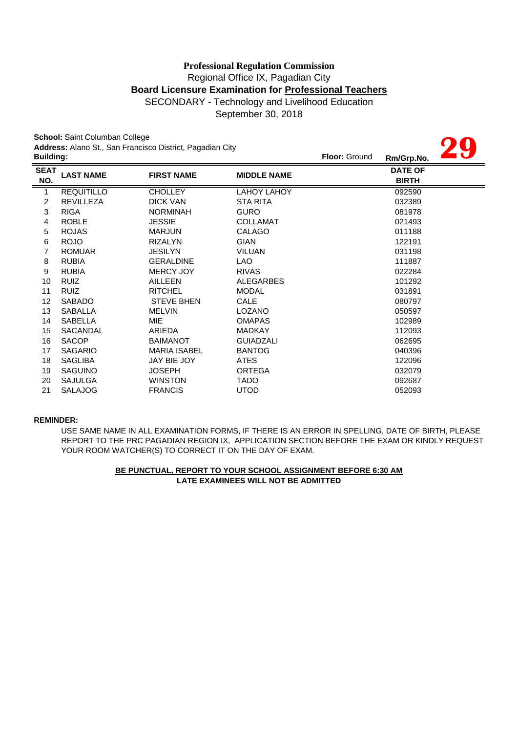**Professional Regulation Commission**
Regional Office IX, Pagadian City
**Board Licensure Examination for Professional Teachers**
SECONDARY - Technology and Livelihood Education
September 30, 2018

**School:** Saint Columban College
**Address:** Alano St., San Francisco District, Pagadian City
**Building:**  **Floor:** Ground  **Rm/Grp.No.** **29**

| SEAT NO. | LAST NAME | FIRST NAME | MIDDLE NAME | DATE OF BIRTH |
|---|---|---|---|---|
| 1 | REQUITILLO | CHOLLEY | LAHOY LAHOY | 092590 |
| 2 | REVILLEZA | DICK VAN | STA RITA | 032389 |
| 3 | RIGA | NORMINAH | GURO | 081978 |
| 4 | ROBLE | JESSIE | COLLAMAT | 021493 |
| 5 | ROJAS | MARJUN | CALAGO | 011188 |
| 6 | ROJO | RIZALYN | GIAN | 122191 |
| 7 | ROMUAR | JESILYN | VILUAN | 031198 |
| 8 | RUBIA | GERALDINE | LAO | 111887 |
| 9 | RUBIA | MERCY JOY | RIVAS | 022284 |
| 10 | RUIZ | AILLEEN | ALEGARBES | 101292 |
| 11 | RUIZ | RITCHEL | MODAL | 031891 |
| 12 | SABADO | STEVE BHEN | CALE | 080797 |
| 13 | SABALLA | MELVIN | LOZANO | 050597 |
| 14 | SABELLA | MIE | OMAPAS | 102989 |
| 15 | SACANDAL | ARIEDA | MADKAY | 112093 |
| 16 | SACOP | BAIMANOT | GUIADZALI | 062695 |
| 17 | SAGARIO | MARIA ISABEL | BANTOG | 040396 |
| 18 | SAGLIBA | JAY BIE JOY | ATES | 122096 |
| 19 | SAGUINO | JOSEPH | ORTEGA | 032079 |
| 20 | SAJULGA | WINSTON | TADO | 092687 |
| 21 | SALAJOG | FRANCIS | UTOD | 052093 |

**REMINDER:**

USE SAME NAME IN ALL EXAMINATION FORMS, IF THERE IS AN ERROR IN SPELLING, DATE OF BIRTH, PLEASE REPORT TO THE PRC PAGADIAN REGION IX, APPLICATION SECTION BEFORE THE EXAM OR KINDLY REQUEST YOUR ROOM WATCHER(S) TO CORRECT IT ON THE DAY OF EXAM.

**BE PUNCTUAL, REPORT TO YOUR SCHOOL ASSIGNMENT BEFORE 6:30 AM**
**LATE EXAMINEES WILL NOT BE ADMITTED**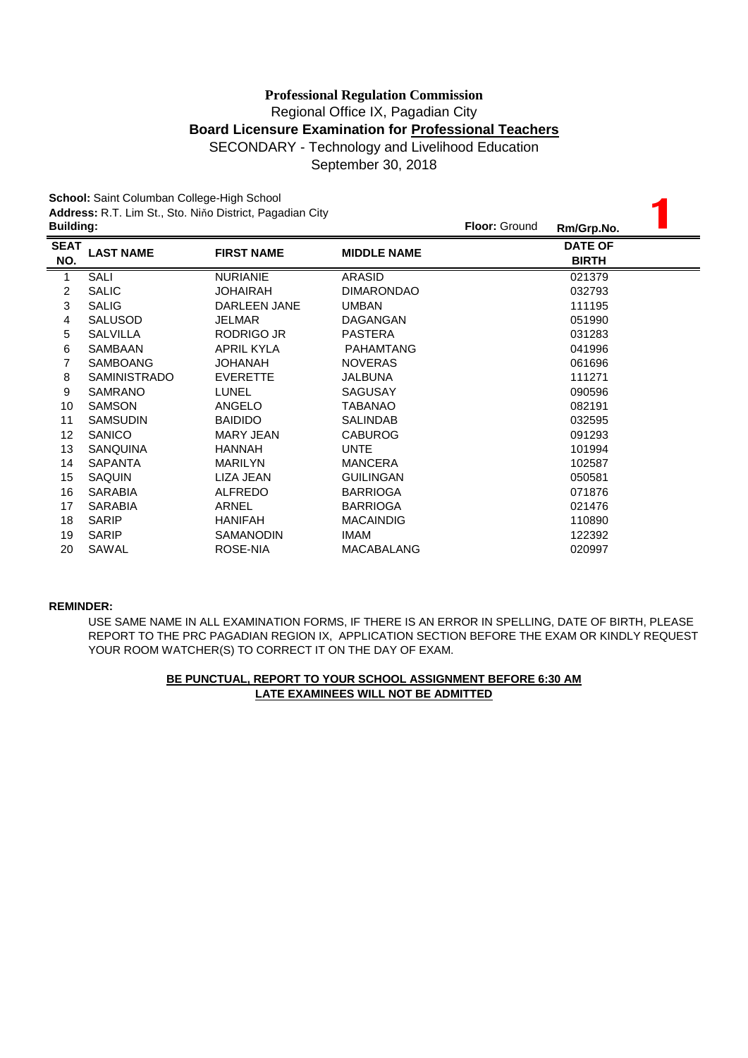**Professional Regulation Commission**

Regional Office IX, Pagadian City

**Board Licensure Examination for Professional Teachers**

SECONDARY - Technology and Livelihood Education

September 30, 2018

**School:** Saint Columban College-High School
**Address:** R.T. Lim St., Sto. Nińo District, Pagadian City
**Building:**  **Floor:** Ground  **Rm/Grp.No.** 1

| SEAT NO. | LAST NAME | FIRST NAME | MIDDLE NAME | DATE OF BIRTH |
|---|---|---|---|---|
| 1 | SALI | NURIANIE | ARASID | 021379 |
| 2 | SALIC | JOHAIRAH | DIMARONDAO | 032793 |
| 3 | SALIG | DARLEEN JANE | UMBAN | 111195 |
| 4 | SALUSOD | JELMAR | DAGANGAN | 051990 |
| 5 | SALVILLA | RODRIGO JR | PASTERA | 031283 |
| 6 | SAMBAAN | APRIL KYLA | PAHAMTANG | 041996 |
| 7 | SAMBOANG | JOHANAH | NOVERAS | 061696 |
| 8 | SAMINISTRADO | EVERETTE | JALBUNA | 111271 |
| 9 | SAMRANO | LUNEL | SAGUSAY | 090596 |
| 10 | SAMSON | ANGELO | TABANAO | 082191 |
| 11 | SAMSUDIN | BAIDIDO | SALINDAB | 032595 |
| 12 | SANICO | MARY JEAN | CABUROG | 091293 |
| 13 | SANQUINA | HANNAH | UNTE | 101994 |
| 14 | SAPANTA | MARILYN | MANCERA | 102587 |
| 15 | SAQUIN | LIZA JEAN | GUILINGAN | 050581 |
| 16 | SARABIA | ALFREDO | BARRIOGA | 071876 |
| 17 | SARABIA | ARNEL | BARRIOGA | 021476 |
| 18 | SARIP | HANIFAH | MACAINDIG | 110890 |
| 19 | SARIP | SAMANODIN | IMAM | 122392 |
| 20 | SAWAL | ROSE-NIA | MACABALANG | 020997 |

**REMINDER:**

USE SAME NAME IN ALL EXAMINATION FORMS, IF THERE IS AN ERROR IN SPELLING, DATE OF BIRTH, PLEASE REPORT TO THE PRC PAGADIAN REGION IX, APPLICATION SECTION BEFORE THE EXAM OR KINDLY REQUEST YOUR ROOM WATCHER(S) TO CORRECT IT ON THE DAY OF EXAM.

**BE PUNCTUAL, REPORT TO YOUR SCHOOL ASSIGNMENT BEFORE 6:30 AM**
**LATE EXAMINEES WILL NOT BE ADMITTED**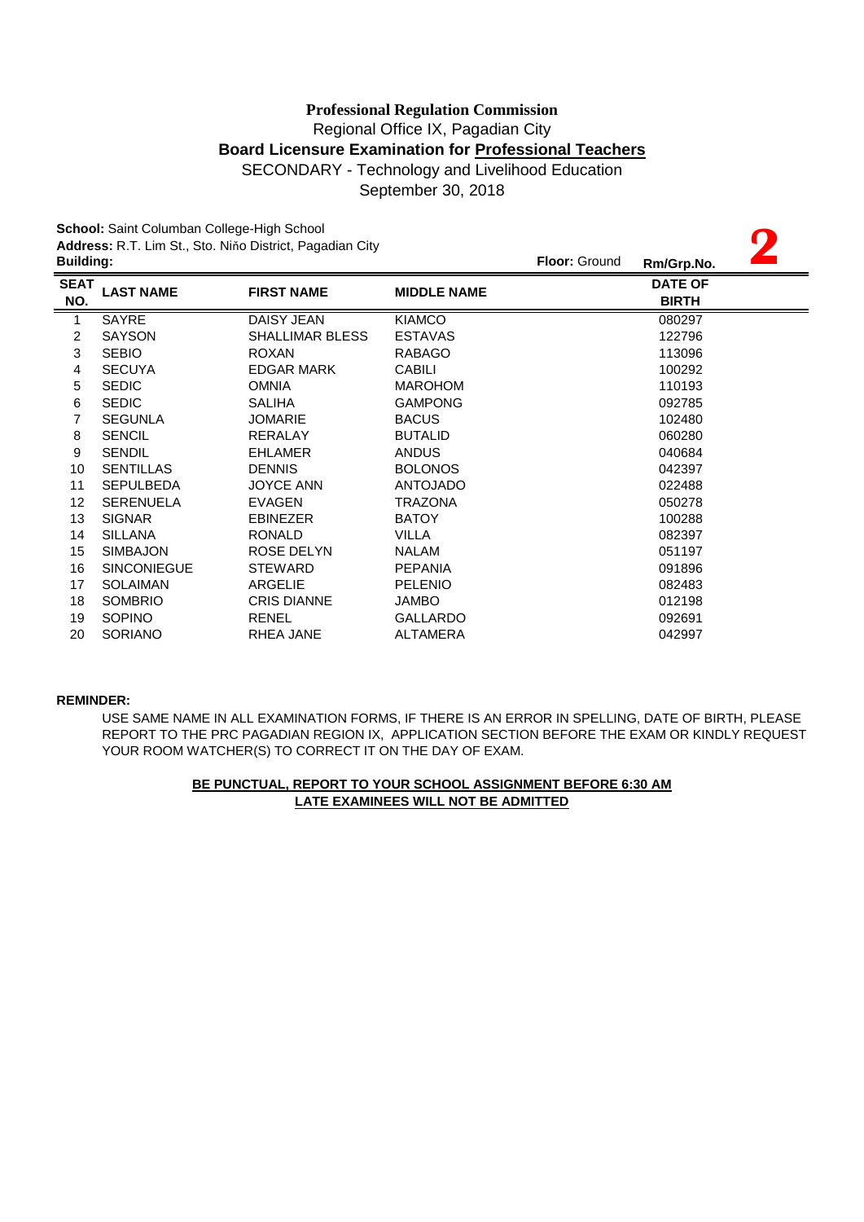**Professional Regulation Commission**

Regional Office IX, Pagadian City

**Board Licensure Examination for Professional Teachers**

SECONDARY - Technology and Livelihood Education

September 30, 2018

**School:** Saint Columban College-High School

**Address:** R.T. Lim St., Sto. Niño District, Pagadian City

**Building:** **Floor:** Ground **Rm/Grp.No.** **2**

| SEAT NO. | LAST NAME | FIRST NAME | MIDDLE NAME | DATE OF BIRTH |
|---|---|---|---|---|
| 1 | SAYRE | DAISY JEAN | KIAMCO | 080297 |
| 2 | SAYSON | SHALLIMAR BLESS | ESTAVAS | 122796 |
| 3 | SEBIO | ROXAN | RABAGO | 113096 |
| 4 | SECUYA | EDGAR MARK | CABILI | 100292 |
| 5 | SEDIC | OMNIA | MAROHOM | 110193 |
| 6 | SEDIC | SALIHA | GAMPONG | 092785 |
| 7 | SEGUNLA | JOMARIE | BACUS | 102480 |
| 8 | SENCIL | RERALAY | BUTALID | 060280 |
| 9 | SENDIL | EHLAMER | ANDUS | 040684 |
| 10 | SENTILLAS | DENNIS | BOLONOS | 042397 |
| 11 | SEPULBEDA | JOYCE ANN | ANTOJADO | 022488 |
| 12 | SERENUELA | EVAGEN | TRAZONA | 050278 |
| 13 | SIGNAR | EBINEZER | BATOY | 100288 |
| 14 | SILLANA | RONALD | VILLA | 082397 |
| 15 | SIMBAJON | ROSE DELYN | NALAM | 051197 |
| 16 | SINCONIEGUE | STEWARD | PEPANIA | 091896 |
| 17 | SOLAIMAN | ARGELIE | PELENIO | 082483 |
| 18 | SOMBRIO | CRIS DIANNE | JAMBO | 012198 |
| 19 | SOPINO | RENEL | GALLARDO | 092691 |
| 20 | SORIANO | RHEA JANE | ALTAMERA | 042997 |

**REMINDER:**

USE SAME NAME IN ALL EXAMINATION FORMS, IF THERE IS AN ERROR IN SPELLING, DATE OF BIRTH, PLEASE REPORT TO THE PRC PAGADIAN REGION IX, APPLICATION SECTION BEFORE THE EXAM OR KINDLY REQUEST YOUR ROOM WATCHER(S) TO CORRECT IT ON THE DAY OF EXAM.

**BE PUNCTUAL, REPORT TO YOUR SCHOOL ASSIGNMENT BEFORE 6:30 AM**

**LATE EXAMINEES WILL NOT BE ADMITTED**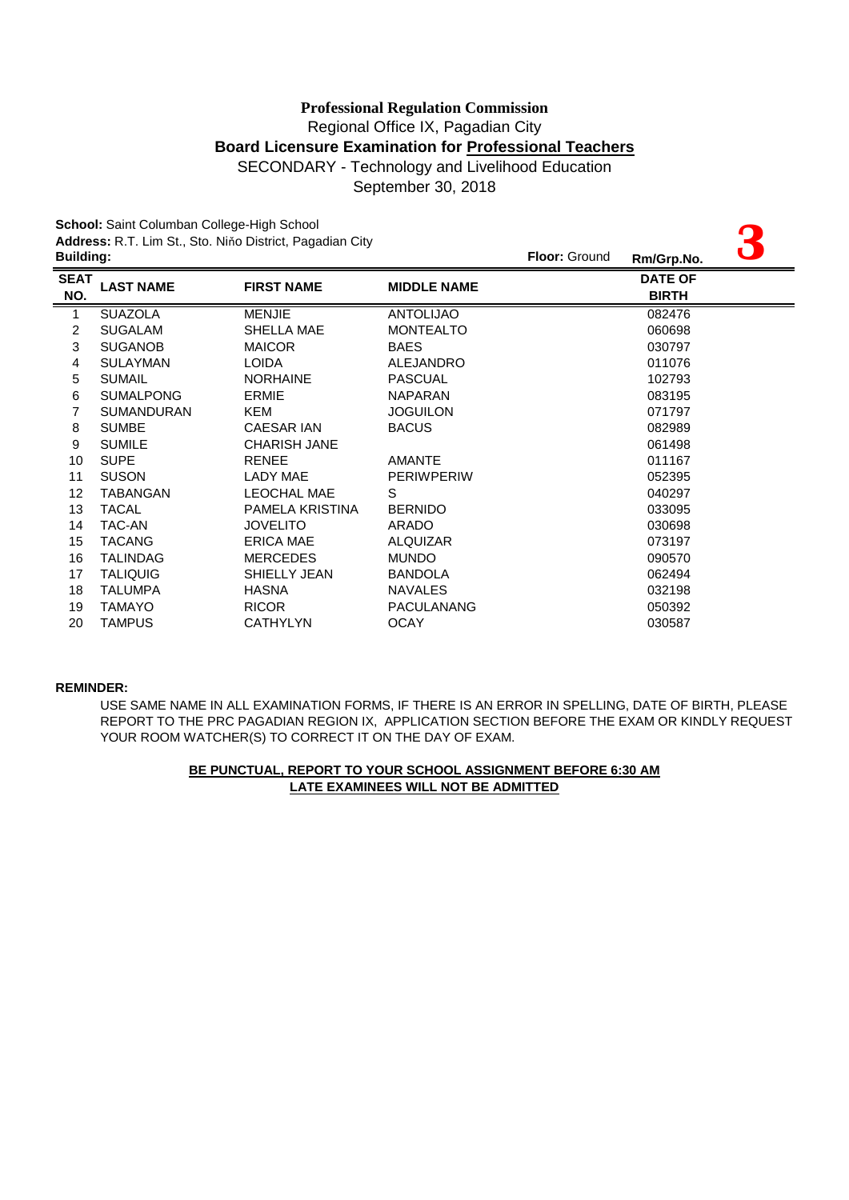**Professional Regulation Commission**
Regional Office IX, Pagadian City
**Board Licensure Examination for Professional Teachers**
SECONDARY - Technology and Livelihood Education
September 30, 2018

**School:** Saint Columban College-High School
**Address:** R.T. Lim St., Sto. Niňo District, Pagadian City
**Building:** **Floor:** Ground **Rm/Grp.No.** **3**

| SEAT NO. | LAST NAME | FIRST NAME | MIDDLE NAME | DATE OF BIRTH |
|---|---|---|---|---|
| 1 | SUAZOLA | MENJIE | ANTOLIJAO | 082476 |
| 2 | SUGALAM | SHELLA MAE | MONTEALTO | 060698 |
| 3 | SUGANOB | MAICOR | BAES | 030797 |
| 4 | SULAYMAN | LOIDA | ALEJANDRO | 011076 |
| 5 | SUMAIL | NORHAINE | PASCUAL | 102793 |
| 6 | SUMALPONG | ERMIE | NAPARAN | 083195 |
| 7 | SUMANDURAN | KEM | JOGUILON | 071797 |
| 8 | SUMBE | CAESAR IAN | BACUS | 082989 |
| 9 | SUMILE | CHARISH JANE | | 061498 |
| 10 | SUPE | RENEE | AMANTE | 011167 |
| 11 | SUSON | LADY MAE | PERIWPERIW | 052395 |
| 12 | TABANGAN | LEOCHAL MAE | S | 040297 |
| 13 | TACAL | PAMELA KRISTINA | BERNIDO | 033095 |
| 14 | TAC-AN | JOVELITO | ARADO | 030698 |
| 15 | TACANG | ERICA MAE | ALQUIZAR | 073197 |
| 16 | TALINDAG | MERCEDES | MUNDO | 090570 |
| 17 | TALIQUIG | SHIELLY JEAN | BANDOLA | 062494 |
| 18 | TALUMPA | HASNA | NAVALES | 032198 |
| 19 | TAMAYO | RICOR | PACULANANG | 050392 |
| 20 | TAMPUS | CATHYLYN | OCAY | 030587 |

**REMINDER:**

USE SAME NAME IN ALL EXAMINATION FORMS, IF THERE IS AN ERROR IN SPELLING, DATE OF BIRTH, PLEASE REPORT TO THE PRC PAGADIAN REGION IX, APPLICATION SECTION BEFORE THE EXAM OR KINDLY REQUEST YOUR ROOM WATCHER(S) TO CORRECT IT ON THE DAY OF EXAM.

**BE PUNCTUAL, REPORT TO YOUR SCHOOL ASSIGNMENT BEFORE 6:30 AM**
**LATE EXAMINEES WILL NOT BE ADMITTED**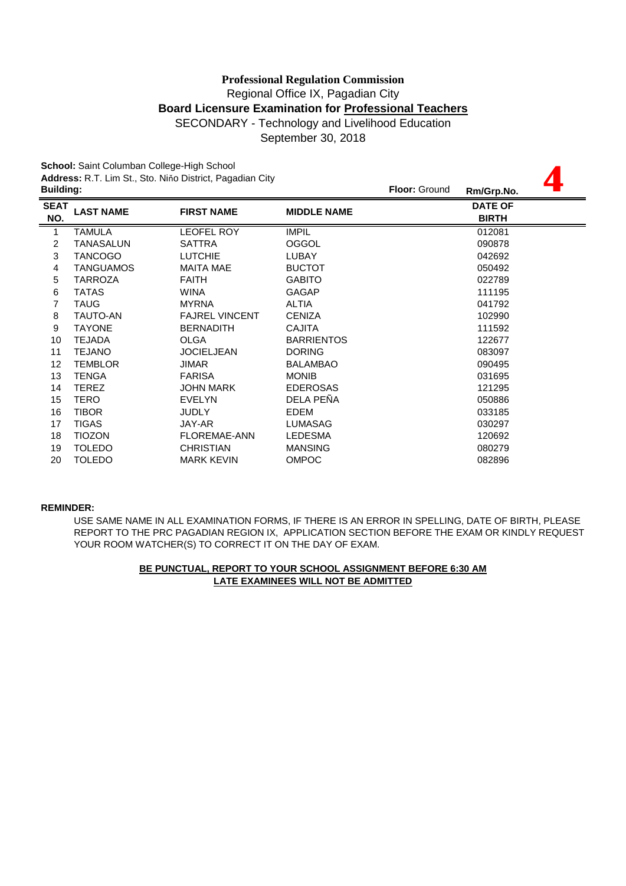**Professional Regulation Commission**
Regional Office IX, Pagadian City
**Board Licensure Examination for Professional Teachers**
SECONDARY - Technology and Livelihood Education
September 30, 2018

**School:** Saint Columban College-High School
**Address:** R.T. Lim St., Sto. Niño District, Pagadian City
**Building:** **Floor:** Ground **Rm/Grp.No.** **4**

| SEAT NO. | LAST NAME | FIRST NAME | MIDDLE NAME | DATE OF BIRTH |
|---|---|---|---|---|
| 1 | TAMULA | LEOFEL ROY | IMPIL | 012081 |
| 2 | TANASALUN | SATTRA | OGGOL | 090878 |
| 3 | TANCOGO | LUTCHIE | LUBAY | 042692 |
| 4 | TANGUAMOS | MAITA MAE | BUCTOT | 050492 |
| 5 | TARROZA | FAITH | GABITO | 022789 |
| 6 | TATAS | WINA | GAGAP | 111195 |
| 7 | TAUG | MYRNA | ALTIA | 041792 |
| 8 | TAUTO-AN | FAJREL VINCENT | CENIZA | 102990 |
| 9 | TAYONE | BERNADITH | CAJITA | 111592 |
| 10 | TEJADA | OLGA | BARRIENTOS | 122677 |
| 11 | TEJANO | JOCIELJEAN | DORING | 083097 |
| 12 | TEMBLOR | JIMAR | BALAMBAO | 090495 |
| 13 | TENGA | FARISA | MONIB | 031695 |
| 14 | TEREZ | JOHN MARK | EDEROSAS | 121295 |
| 15 | TERO | EVELYN | DELA PEÑA | 050886 |
| 16 | TIBOR | JUDLY | EDEM | 033185 |
| 17 | TIGAS | JAY-AR | LUMASAG | 030297 |
| 18 | TIOZON | FLOREMAE-ANN | LEDESMA | 120692 |
| 19 | TOLEDO | CHRISTIAN | MANSING | 080279 |
| 20 | TOLEDO | MARK KEVIN | OMPOC | 082896 |

**REMINDER:**

USE SAME NAME IN ALL EXAMINATION FORMS, IF THERE IS AN ERROR IN SPELLING, DATE OF BIRTH, PLEASE REPORT TO THE PRC PAGADIAN REGION IX, APPLICATION SECTION BEFORE THE EXAM OR KINDLY REQUEST YOUR ROOM WATCHER(S) TO CORRECT IT ON THE DAY OF EXAM.

**BE PUNCTUAL, REPORT TO YOUR SCHOOL ASSIGNMENT BEFORE 6:30 AM**
**LATE EXAMINEES WILL NOT BE ADMITTED**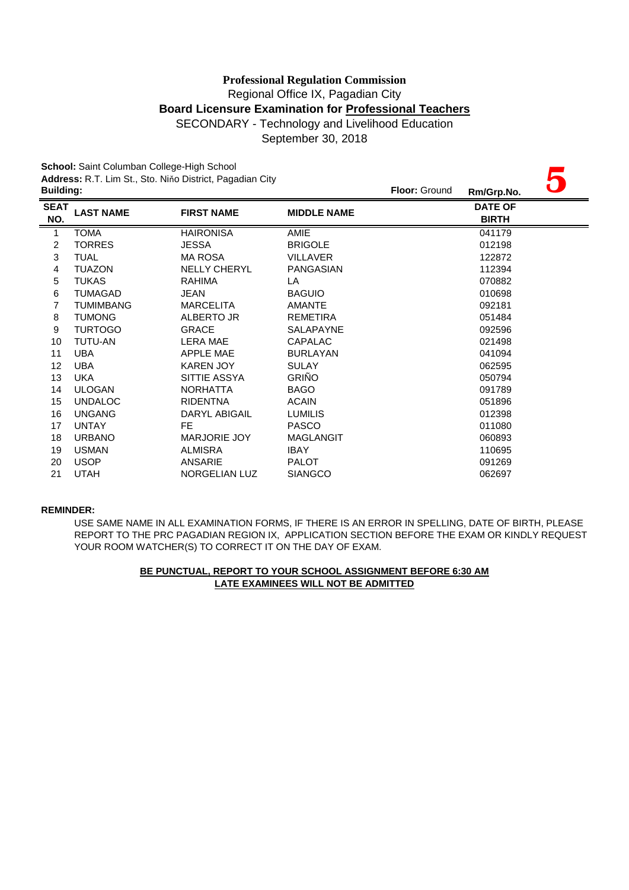**Professional Regulation Commission**

Regional Office IX, Pagadian City

**Board Licensure Examination for Professional Teachers**

SECONDARY - Technology and Livelihood Education

September 30, 2018

**School:** Saint Columban College-High School
**Address:** R.T. Lim St., Sto. Niňo District, Pagadian City
**Building:** **Floor:** Ground **Rm/Grp.No.** **5**

| SEAT NO. | LAST NAME | FIRST NAME | MIDDLE NAME | DATE OF BIRTH |
|---|---|---|---|---|
| 1 | TOMA | HAIRONISA | AMIE | 041179 |
| 2 | TORRES | JESSA | BRIGOLE | 012198 |
| 3 | TUAL | MA ROSA | VILLAVER | 122872 |
| 4 | TUAZON | NELLY CHERYL | PANGASIAN | 112394 |
| 5 | TUKAS | RAHIMA | LA | 070882 |
| 6 | TUMAGAD | JEAN | BAGUIO | 010698 |
| 7 | TUMIMBANG | MARCELITA | AMANTE | 092181 |
| 8 | TUMONG | ALBERTO JR | REMETIRA | 051484 |
| 9 | TURTOGO | GRACE | SALAPAYNE | 092596 |
| 10 | TUTU-AN | LERA MAE | CAPALAC | 021498 |
| 11 | UBA | APPLE MAE | BURLAYAN | 041094 |
| 12 | UBA | KAREN JOY | SULAY | 062595 |
| 13 | UKA | SITTIE ASSYA | GRIÑO | 050794 |
| 14 | ULOGAN | NORHATTA | BAGO | 091789 |
| 15 | UNDALOC | RIDENTNA | ACAIN | 051896 |
| 16 | UNGANG | DARYL ABIGAIL | LUMILIS | 012398 |
| 17 | UNTAY | FE | PASCO | 011080 |
| 18 | URBANO | MARJORIE JOY | MAGLANGIT | 060893 |
| 19 | USMAN | ALMISRA | IBAY | 110695 |
| 20 | USOP | ANSARIE | PALOT | 091269 |
| 21 | UTAH | NORGELIAN LUZ | SIANGCO | 062697 |

**REMINDER:**

USE SAME NAME IN ALL EXAMINATION FORMS, IF THERE IS AN ERROR IN SPELLING, DATE OF BIRTH, PLEASE REPORT TO THE PRC PAGADIAN REGION IX, APPLICATION SECTION BEFORE THE EXAM OR KINDLY REQUEST YOUR ROOM WATCHER(S) TO CORRECT IT ON THE DAY OF EXAM.

**BE PUNCTUAL, REPORT TO YOUR SCHOOL ASSIGNMENT BEFORE 6:30 AM**
**LATE EXAMINEES WILL NOT BE ADMITTED**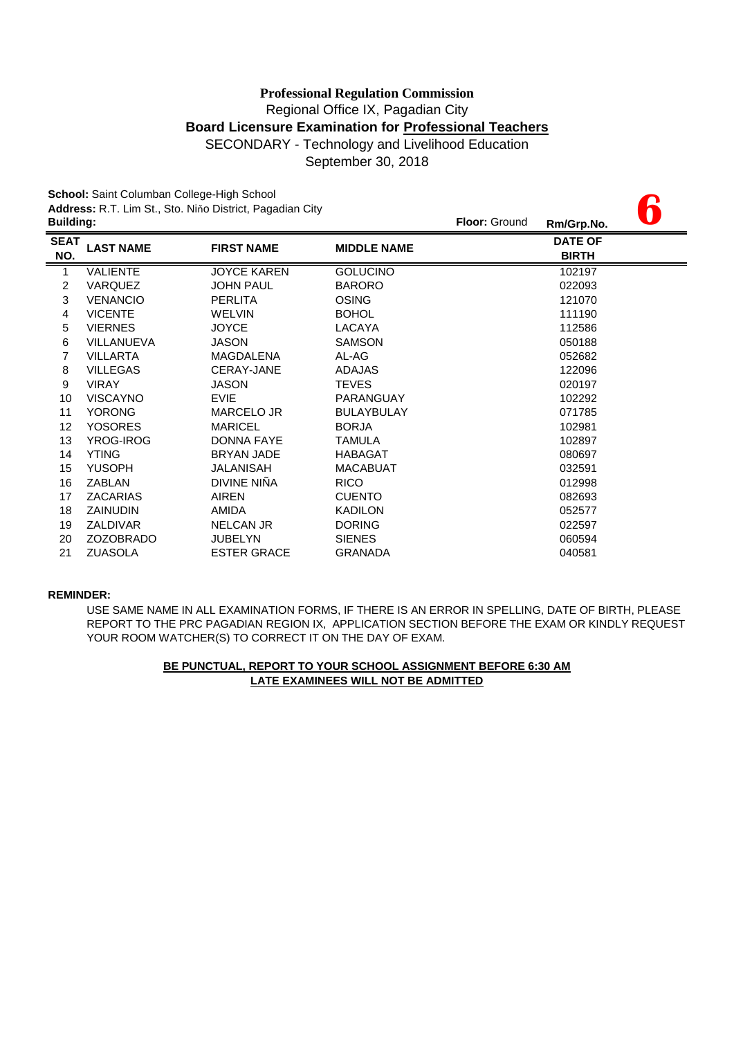**Professional Regulation Commission**

Regional Office IX, Pagadian City

**Board Licensure Examination for Professional Teachers**

SECONDARY - Technology and Livelihood Education

September 30, 2018

**School:** Saint Columban College-High School

**Address:** R.T. Lim St., Sto. Nińo District, Pagadian City

**Building:** **Floor:** Ground **Rm/Grp.No.** **6**

| SEAT NO. | LAST NAME | FIRST NAME | MIDDLE NAME | DATE OF BIRTH |
|---|---|---|---|---|
| 1 | VALIENTE | JOYCE KAREN | GOLUCINO | 102197 |
| 2 | VARQUEZ | JOHN PAUL | BARORO | 022093 |
| 3 | VENANCIO | PERLITA | OSING | 121070 |
| 4 | VICENTE | WELVIN | BOHOL | 111190 |
| 5 | VIERNES | JOYCE | LACAYA | 112586 |
| 6 | VILLANUEVA | JASON | SAMSON | 050188 |
| 7 | VILLARTA | MAGDALENA | AL-AG | 052682 |
| 8 | VILLEGAS | CERAY-JANE | ADAJAS | 122096 |
| 9 | VIRAY | JASON | TEVES | 020197 |
| 10 | VISCAYNO | EVIE | PARANGUAY | 102292 |
| 11 | YORONG | MARCELO JR | BULAYBULAY | 071785 |
| 12 | YOSORES | MARICEL | BORJA | 102981 |
| 13 | YROG-IROG | DONNA FAYE | TAMULA | 102897 |
| 14 | YTING | BRYAN JADE | HABAGAT | 080697 |
| 15 | YUSOPH | JALANISAH | MACABUAT | 032591 |
| 16 | ZABLAN | DIVINE NIÑA | RICO | 012998 |
| 17 | ZACARIAS | AIREN | CUENTO | 082693 |
| 18 | ZAINUDIN | AMIDA | KADILON | 052577 |
| 19 | ZALDIVAR | NELCAN JR | DORING | 022597 |
| 20 | ZOZOBRADO | JUBELYN | SIENES | 060594 |
| 21 | ZUASOLA | ESTER GRACE | GRANADA | 040581 |

**REMINDER:**

USE SAME NAME IN ALL EXAMINATION FORMS, IF THERE IS AN ERROR IN SPELLING, DATE OF BIRTH, PLEASE REPORT TO THE PRC PAGADIAN REGION IX, APPLICATION SECTION BEFORE THE EXAM OR KINDLY REQUEST YOUR ROOM WATCHER(S) TO CORRECT IT ON THE DAY OF EXAM.

**BE PUNCTUAL, REPORT TO YOUR SCHOOL ASSIGNMENT BEFORE 6:30 AM**

**LATE EXAMINEES WILL NOT BE ADMITTED**